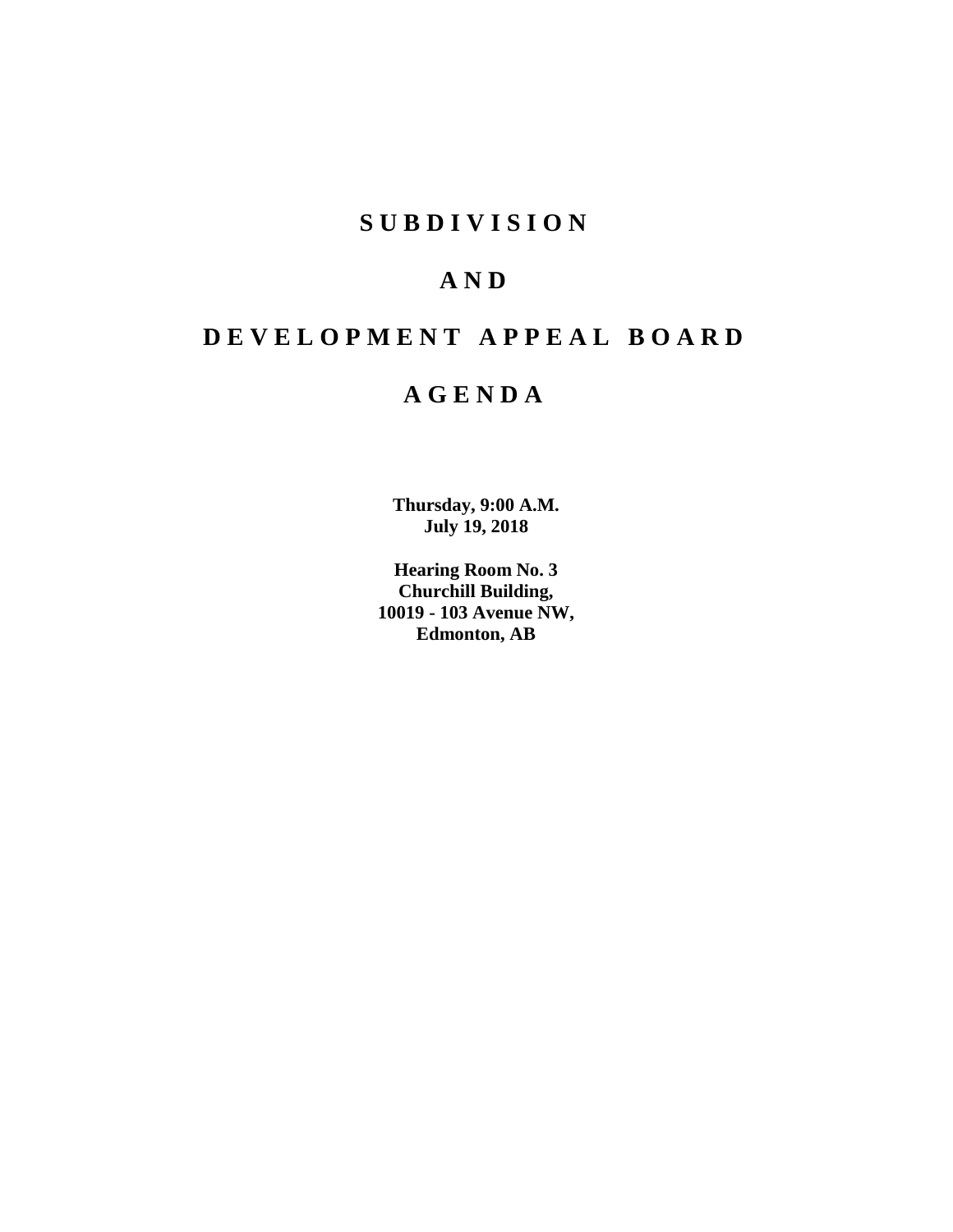# S U B D I V I S I O N

# A N D

# D E V E L O P M E N T   A P P E A L   B O A R D

# A G E N D A

**Thursday, 9:00 A.M.**
**July 19, 2018**

**Hearing Room No. 3**
**Churchill Building,**
**10019 - 103 Avenue NW,**
**Edmonton, AB**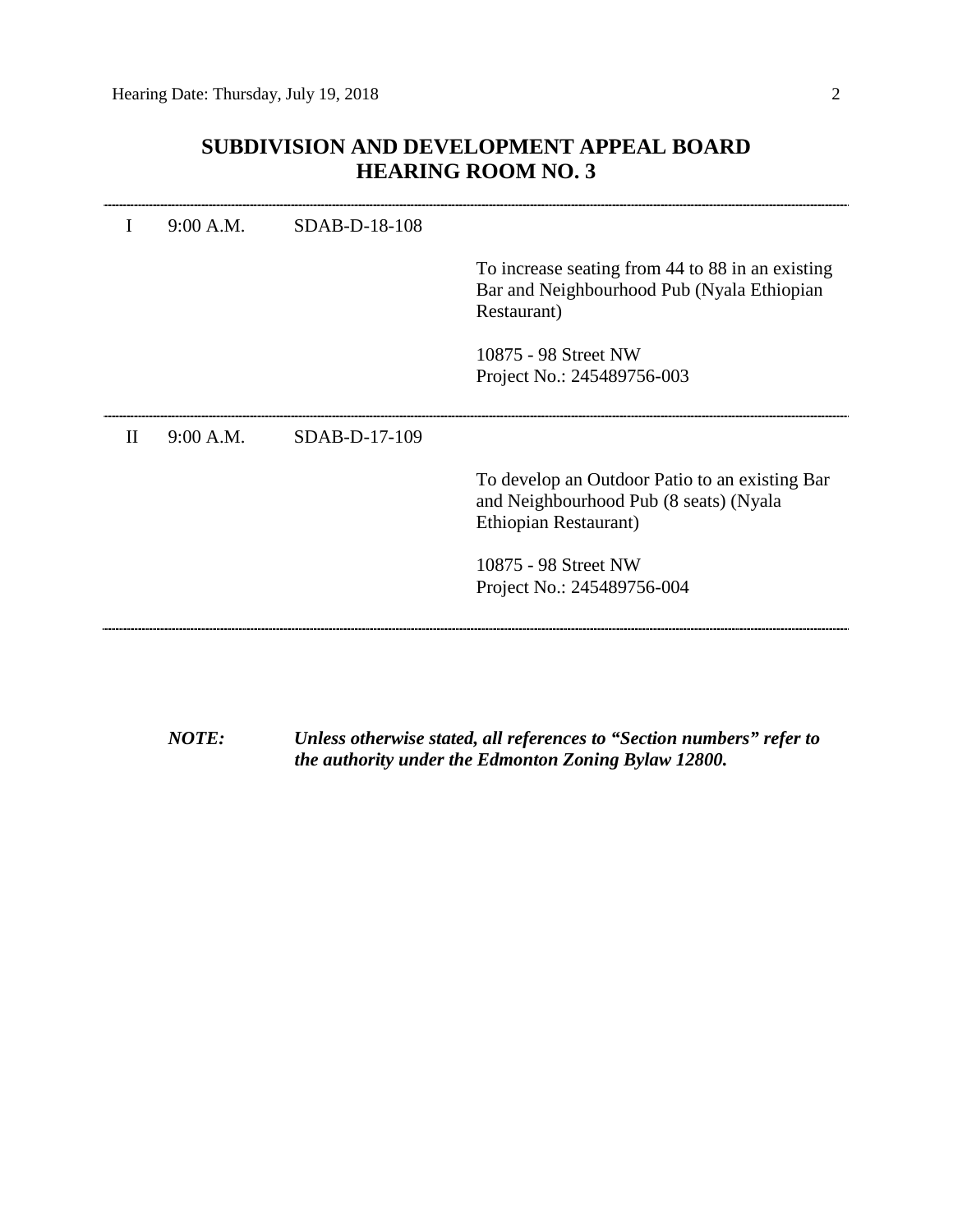## SUBDIVISION AND DEVELOPMENT APPEAL BOARD
## HEARING ROOM NO. 3

---

| | | | |
|---|---|---|---|
| I | 9:00 A.M. | SDAB-D-18-108 | |
| | | | To increase seating from 44 to 88 in an existing Bar and Neighbourhood Pub (Nyala Ethiopian Restaurant) |
| | | | 10875 - 98 Street NW<br>Project No.: 245489756-003 |

---

| | | | |
|---|---|---|---|
| II | 9:00 A.M. | SDAB-D-17-109 | |
| | | | To develop an Outdoor Patio to an existing Bar and Neighbourhood Pub (8 seats) (Nyala Ethiopian Restaurant) |
| | | | 10875 - 98 Street NW<br>Project No.: 245489756-004 |

---

***NOTE:*** ***Unless otherwise stated, all references to "Section numbers" refer to the authority under the Edmonton Zoning Bylaw 12800.***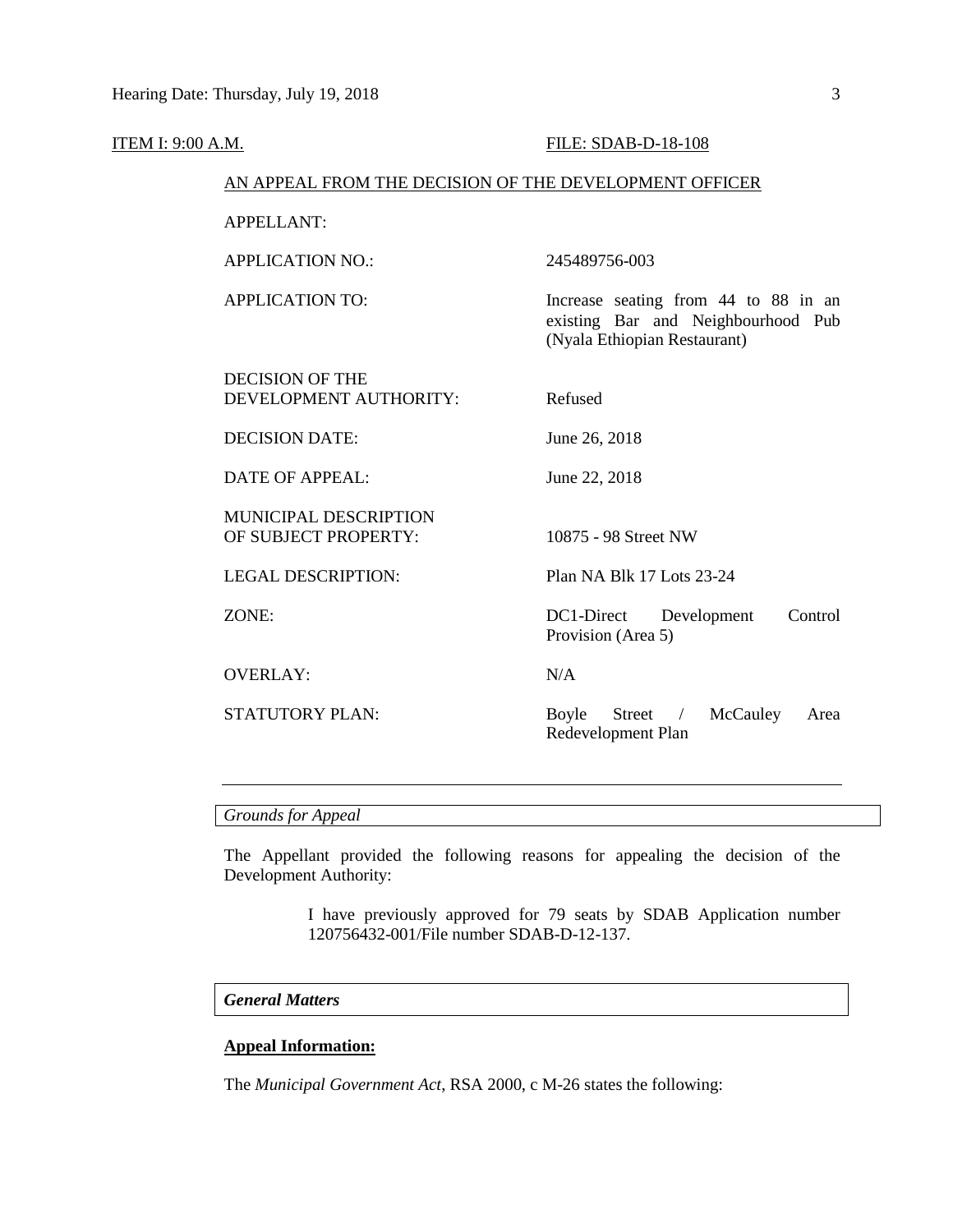ITEM I: 9:00 A.M. FILE: SDAB-D-18-108

AN APPEAL FROM THE DECISION OF THE DEVELOPMENT OFFICER

| | |
|---|---|
| APPELLANT: | |
| APPLICATION NO.: | 245489756-003 |
| APPLICATION TO: | Increase seating from 44 to 88 in an existing Bar and Neighbourhood Pub (Nyala Ethiopian Restaurant) |
| DECISION OF THE DEVELOPMENT AUTHORITY: | Refused |
| DECISION DATE: | June 26, 2018 |
| DATE OF APPEAL: | June 22, 2018 |
| MUNICIPAL DESCRIPTION OF SUBJECT PROPERTY: | 10875 - 98 Street NW |
| LEGAL DESCRIPTION: | Plan NA Blk 17 Lots 23-24 |
| ZONE: | DC1-Direct Development Control Provision (Area 5) |
| OVERLAY: | N/A |
| STATUTORY PLAN: | Boyle Street / McCauley Area Redevelopment Plan |

---

*Grounds for Appeal*

The Appellant provided the following reasons for appealing the decision of the Development Authority:

> I have previously approved for 79 seats by SDAB Application number 120756432-001/File number SDAB-D-12-137.

***General Matters***

**Appeal Information:**

The *Municipal Government Act*, RSA 2000, c M-26 states the following: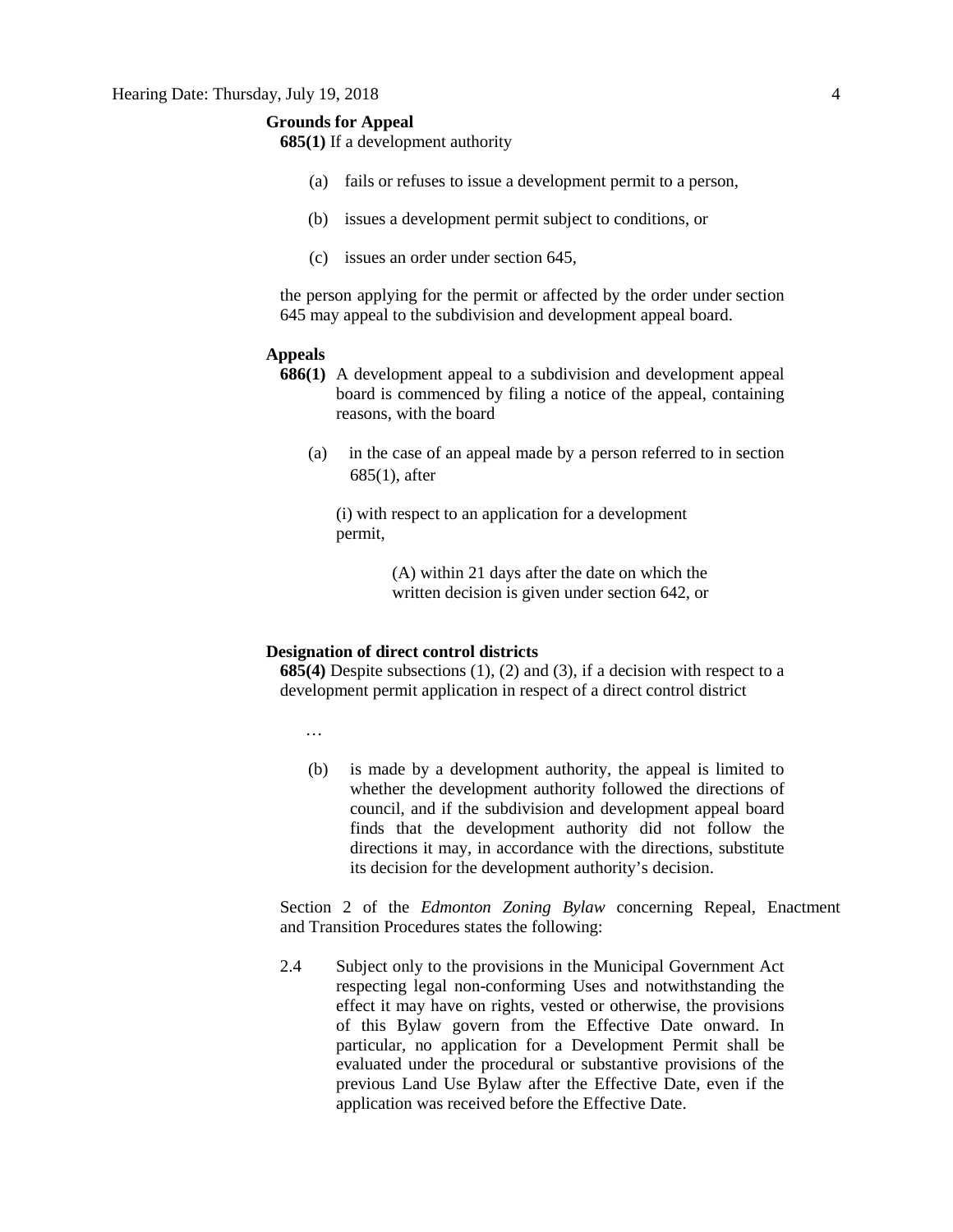**Grounds for Appeal**

**685(1)** If a development authority

(a) fails or refuses to issue a development permit to a person,

(b) issues a development permit subject to conditions, or

(c) issues an order under section 645,

the person applying for the permit or affected by the order under section 645 may appeal to the subdivision and development appeal board.

**Appeals**

**686(1)** A development appeal to a subdivision and development appeal board is commenced by filing a notice of the appeal, containing reasons, with the board

(a) in the case of an appeal made by a person referred to in section 685(1), after

(i) with respect to an application for a development permit,

(A) within 21 days after the date on which the written decision is given under section 642, or

**Designation of direct control districts**

**685(4)** Despite subsections (1), (2) and (3), if a decision with respect to a development permit application in respect of a direct control district

…

(b) is made by a development authority, the appeal is limited to whether the development authority followed the directions of council, and if the subdivision and development appeal board finds that the development authority did not follow the directions it may, in accordance with the directions, substitute its decision for the development authority's decision.

Section 2 of the *Edmonton Zoning Bylaw* concerning Repeal, Enactment and Transition Procedures states the following:

2.4 Subject only to the provisions in the Municipal Government Act respecting legal non-conforming Uses and notwithstanding the effect it may have on rights, vested or otherwise, the provisions of this Bylaw govern from the Effective Date onward. In particular, no application for a Development Permit shall be evaluated under the procedural or substantive provisions of the previous Land Use Bylaw after the Effective Date, even if the application was received before the Effective Date.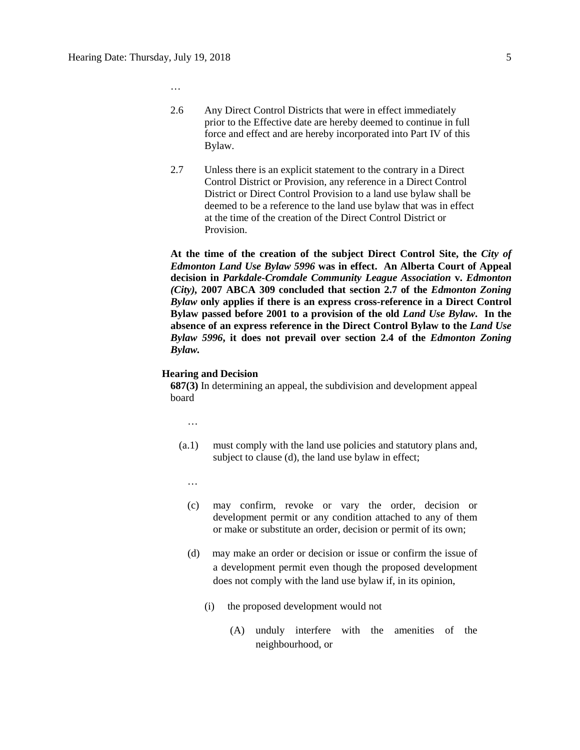…

2.6 Any Direct Control Districts that were in effect immediately prior to the Effective date are hereby deemed to continue in full force and effect and are hereby incorporated into Part IV of this Bylaw.

2.7 Unless there is an explicit statement to the contrary in a Direct Control District or Provision, any reference in a Direct Control District or Direct Control Provision to a land use bylaw shall be deemed to be a reference to the land use bylaw that was in effect at the time of the creation of the Direct Control District or Provision.

**At the time of the creation of the subject Direct Control Site, the *City of Edmonton Land Use Bylaw 5996* was in effect. An Alberta Court of Appeal decision in *Parkdale-Cromdale Community League Association* v. *Edmonton (City)*, 2007 ABCA 309 concluded that section 2.7 of the *Edmonton Zoning Bylaw* only applies if there is an express cross-reference in a Direct Control Bylaw passed before 2001 to a provision of the old *Land Use Bylaw*. In the absence of an express reference in the Direct Control Bylaw to the *Land Use Bylaw 5996*, it does not prevail over section 2.4 of the *Edmonton Zoning Bylaw*.**

**Hearing and Decision**

**687(3)** In determining an appeal, the subdivision and development appeal board

…

(a.1) must comply with the land use policies and statutory plans and, subject to clause (d), the land use bylaw in effect;

…

(c) may confirm, revoke or vary the order, decision or development permit or any condition attached to any of them or make or substitute an order, decision or permit of its own;

(d) may make an order or decision or issue or confirm the issue of a development permit even though the proposed development does not comply with the land use bylaw if, in its opinion,

(i) the proposed development would not

(A) unduly interfere with the amenities of the neighbourhood, or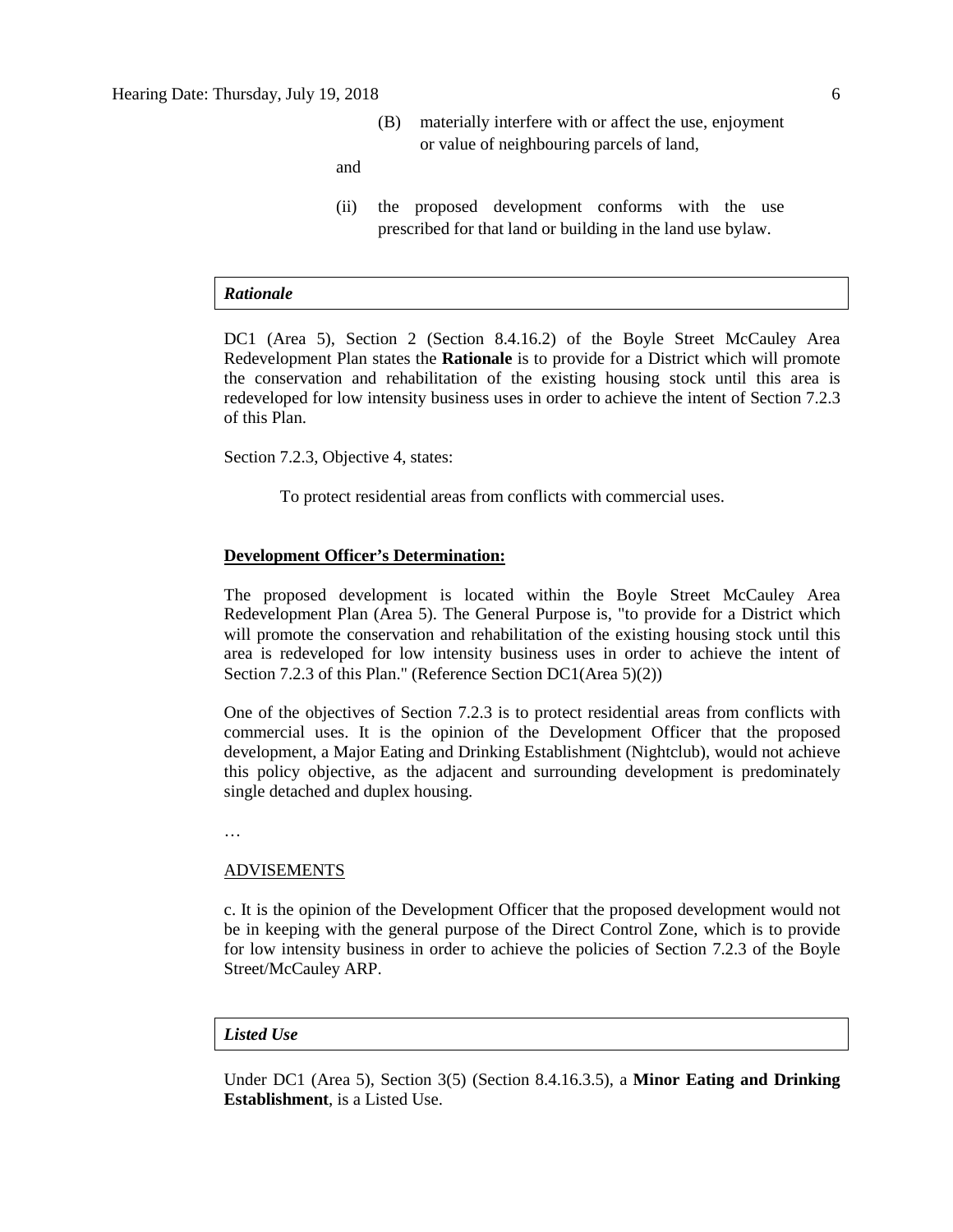(B) materially interfere with or affect the use, enjoyment or value of neighbouring parcels of land,

and

(ii) the proposed development conforms with the use prescribed for that land or building in the land use bylaw.

***Rationale***

DC1 (Area 5), Section 2 (Section 8.4.16.2) of the Boyle Street McCauley Area Redevelopment Plan states the **Rationale** is to provide for a District which will promote the conservation and rehabilitation of the existing housing stock until this area is redeveloped for low intensity business uses in order to achieve the intent of Section 7.2.3 of this Plan.

Section 7.2.3, Objective 4, states:

> To protect residential areas from conflicts with commercial uses.

**Development Officer's Determination:**

The proposed development is located within the Boyle Street McCauley Area Redevelopment Plan (Area 5). The General Purpose is, "to provide for a District which will promote the conservation and rehabilitation of the existing housing stock until this area is redeveloped for low intensity business uses in order to achieve the intent of Section 7.2.3 of this Plan." (Reference Section DC1(Area 5)(2))

One of the objectives of Section 7.2.3 is to protect residential areas from conflicts with commercial uses. It is the opinion of the Development Officer that the proposed development, a Major Eating and Drinking Establishment (Nightclub), would not achieve this policy objective, as the adjacent and surrounding development is predominately single detached and duplex housing.

…

ADVISEMENTS

c. It is the opinion of the Development Officer that the proposed development would not be in keeping with the general purpose of the Direct Control Zone, which is to provide for low intensity business in order to achieve the policies of Section 7.2.3 of the Boyle Street/McCauley ARP.

***Listed Use***

Under DC1 (Area 5), Section 3(5) (Section 8.4.16.3.5), a **Minor Eating and Drinking Establishment**, is a Listed Use.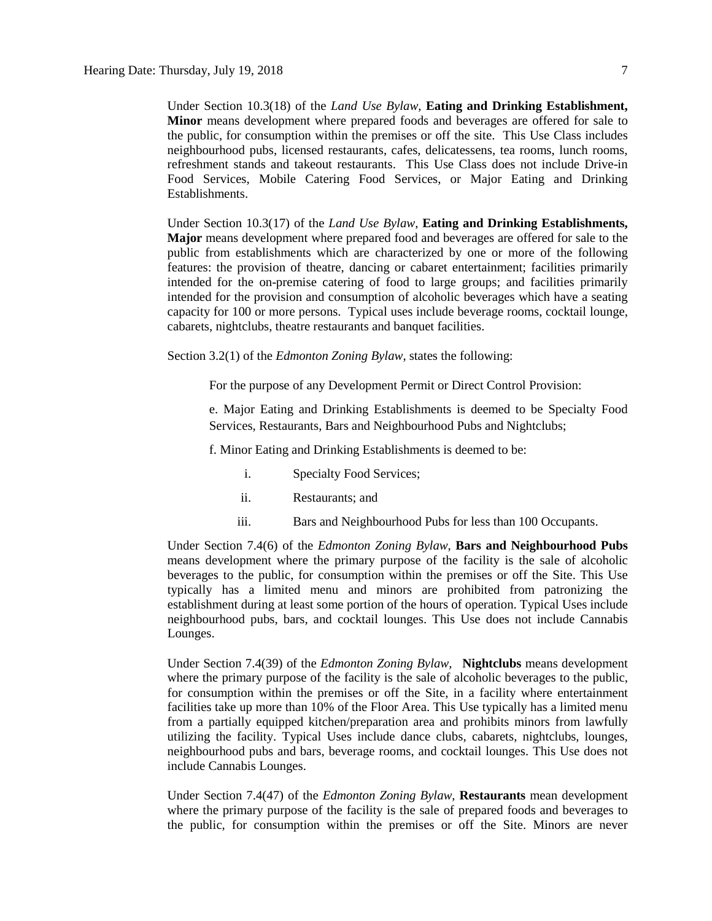Under Section 10.3(18) of the *Land Use Bylaw*, **Eating and Drinking Establishment, Minor** means development where prepared foods and beverages are offered for sale to the public, for consumption within the premises or off the site. This Use Class includes neighbourhood pubs, licensed restaurants, cafes, delicatessens, tea rooms, lunch rooms, refreshment stands and takeout restaurants. This Use Class does not include Drive-in Food Services, Mobile Catering Food Services, or Major Eating and Drinking Establishments.

Under Section 10.3(17) of the *Land Use Bylaw*, **Eating and Drinking Establishments, Major** means development where prepared food and beverages are offered for sale to the public from establishments which are characterized by one or more of the following features: the provision of theatre, dancing or cabaret entertainment; facilities primarily intended for the on-premise catering of food to large groups; and facilities primarily intended for the provision and consumption of alcoholic beverages which have a seating capacity for 100 or more persons. Typical uses include beverage rooms, cocktail lounge, cabarets, nightclubs, theatre restaurants and banquet facilities.

Section 3.2(1) of the *Edmonton Zoning Bylaw*, states the following:

> For the purpose of any Development Permit or Direct Control Provision:
>
> e. Major Eating and Drinking Establishments is deemed to be Specialty Food Services, Restaurants, Bars and Neighbourhood Pubs and Nightclubs;
>
> f. Minor Eating and Drinking Establishments is deemed to be:
>
> i. Specialty Food Services;
>
> ii. Restaurants; and
>
> iii. Bars and Neighbourhood Pubs for less than 100 Occupants.

Under Section 7.4(6) of the *Edmonton Zoning Bylaw*, **Bars and Neighbourhood Pubs** means development where the primary purpose of the facility is the sale of alcoholic beverages to the public, for consumption within the premises or off the Site. This Use typically has a limited menu and minors are prohibited from patronizing the establishment during at least some portion of the hours of operation. Typical Uses include neighbourhood pubs, bars, and cocktail lounges. This Use does not include Cannabis Lounges.

Under Section 7.4(39) of the *Edmonton Zoning Bylaw*, **Nightclubs** means development where the primary purpose of the facility is the sale of alcoholic beverages to the public, for consumption within the premises or off the Site, in a facility where entertainment facilities take up more than 10% of the Floor Area. This Use typically has a limited menu from a partially equipped kitchen/preparation area and prohibits minors from lawfully utilizing the facility. Typical Uses include dance clubs, cabarets, nightclubs, lounges, neighbourhood pubs and bars, beverage rooms, and cocktail lounges. This Use does not include Cannabis Lounges.

Under Section 7.4(47) of the *Edmonton Zoning Bylaw*, **Restaurants** mean development where the primary purpose of the facility is the sale of prepared foods and beverages to the public, for consumption within the premises or off the Site. Minors are never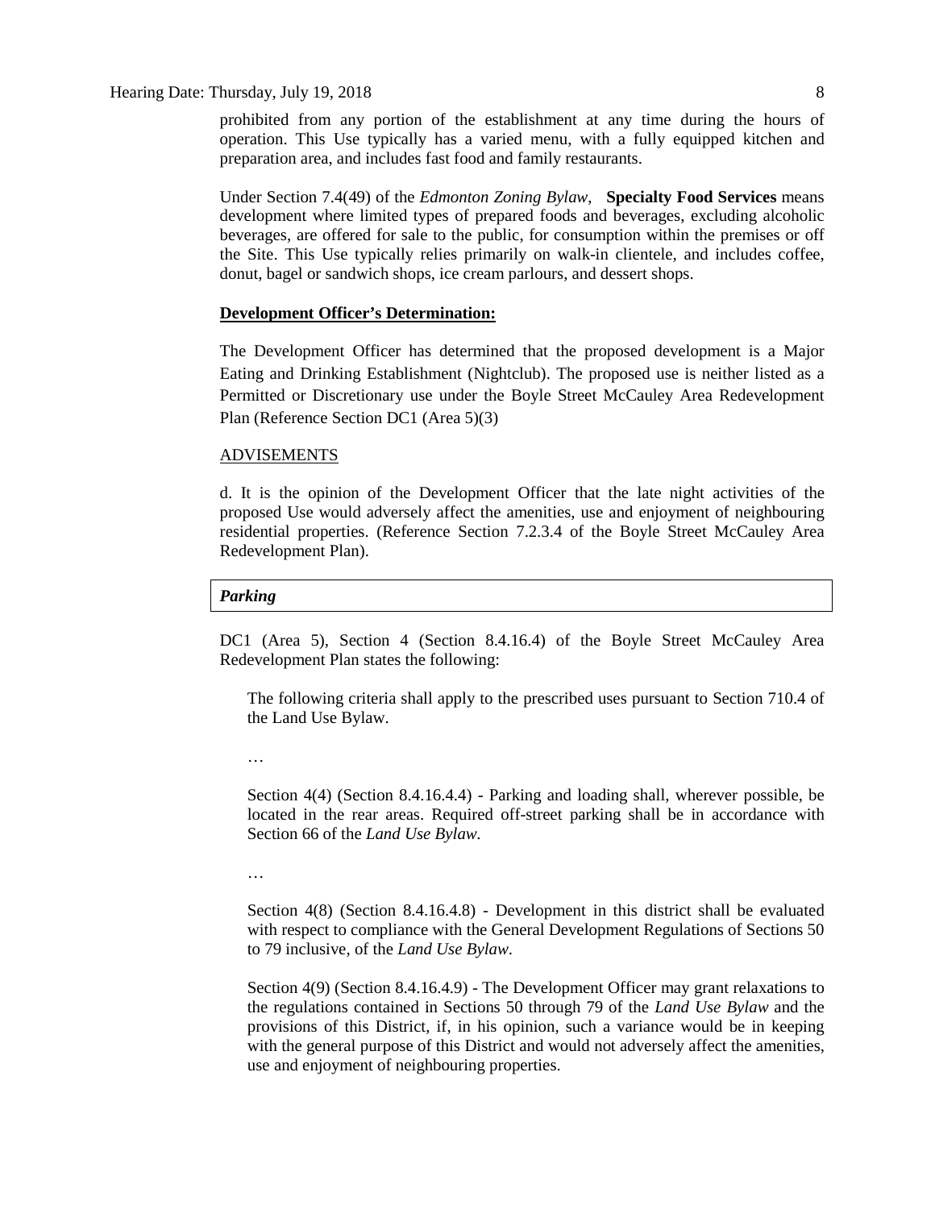prohibited from any portion of the establishment at any time during the hours of operation. This Use typically has a varied menu, with a fully equipped kitchen and preparation area, and includes fast food and family restaurants.

Under Section 7.4(49) of the *Edmonton Zoning Bylaw*, **Specialty Food Services** means development where limited types of prepared foods and beverages, excluding alcoholic beverages, are offered for sale to the public, for consumption within the premises or off the Site. This Use typically relies primarily on walk-in clientele, and includes coffee, donut, bagel or sandwich shops, ice cream parlours, and dessert shops.

**Development Officer's Determination:**

The Development Officer has determined that the proposed development is a Major Eating and Drinking Establishment (Nightclub). The proposed use is neither listed as a Permitted or Discretionary use under the Boyle Street McCauley Area Redevelopment Plan (Reference Section DC1 (Area 5)(3)

ADVISEMENTS

d. It is the opinion of the Development Officer that the late night activities of the proposed Use would adversely affect the amenities, use and enjoyment of neighbouring residential properties. (Reference Section 7.2.3.4 of the Boyle Street McCauley Area Redevelopment Plan).

***Parking***

DC1 (Area 5), Section 4 (Section 8.4.16.4) of the Boyle Street McCauley Area Redevelopment Plan states the following:

> The following criteria shall apply to the prescribed uses pursuant to Section 710.4 of the Land Use Bylaw.
>
> …
>
> Section 4(4) (Section 8.4.16.4.4) - Parking and loading shall, wherever possible, be located in the rear areas. Required off-street parking shall be in accordance with Section 66 of the *Land Use Bylaw.*
>
> …
>
> Section 4(8) (Section 8.4.16.4.8) - Development in this district shall be evaluated with respect to compliance with the General Development Regulations of Sections 50 to 79 inclusive, of the *Land Use Bylaw*.
>
> Section 4(9) (Section 8.4.16.4.9) - The Development Officer may grant relaxations to the regulations contained in Sections 50 through 79 of the *Land Use Bylaw* and the provisions of this District, if, in his opinion, such a variance would be in keeping with the general purpose of this District and would not adversely affect the amenities, use and enjoyment of neighbouring properties.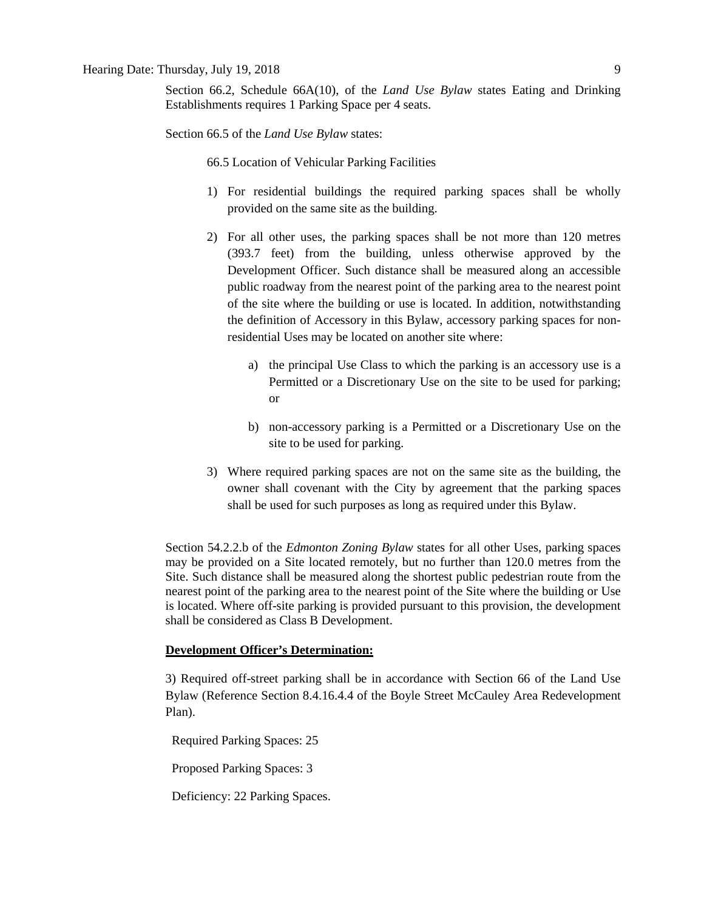Section 66.2, Schedule 66A(10), of the *Land Use Bylaw* states Eating and Drinking Establishments requires 1 Parking Space per 4 seats.

Section 66.5 of the *Land Use Bylaw* states:

66.5 Location of Vehicular Parking Facilities

1) For residential buildings the required parking spaces shall be wholly provided on the same site as the building.

2) For all other uses, the parking spaces shall be not more than 120 metres (393.7 feet) from the building, unless otherwise approved by the Development Officer. Such distance shall be measured along an accessible public roadway from the nearest point of the parking area to the nearest point of the site where the building or use is located. In addition, notwithstanding the definition of Accessory in this Bylaw, accessory parking spaces for non-residential Uses may be located on another site where:

    a) the principal Use Class to which the parking is an accessory use is a Permitted or a Discretionary Use on the site to be used for parking; or

    b) non-accessory parking is a Permitted or a Discretionary Use on the site to be used for parking.

3) Where required parking spaces are not on the same site as the building, the owner shall covenant with the City by agreement that the parking spaces shall be used for such purposes as long as required under this Bylaw.

Section 54.2.2.b of the *Edmonton Zoning Bylaw* states for all other Uses, parking spaces may be provided on a Site located remotely, but no further than 120.0 metres from the Site. Such distance shall be measured along the shortest public pedestrian route from the nearest point of the parking area to the nearest point of the Site where the building or Use is located. Where off-site parking is provided pursuant to this provision, the development shall be considered as Class B Development.

**Development Officer's Determination:**

3) Required off-street parking shall be in accordance with Section 66 of the Land Use Bylaw (Reference Section 8.4.16.4.4 of the Boyle Street McCauley Area Redevelopment Plan).

Required Parking Spaces: 25

Proposed Parking Spaces: 3

Deficiency: 22 Parking Spaces.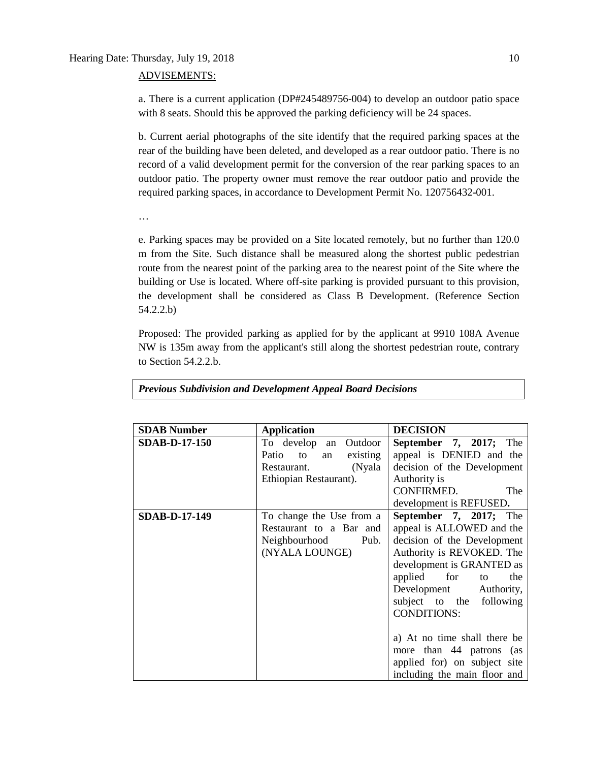ADVISEMENTS:

a. There is a current application (DP#245489756-004) to develop an outdoor patio space with 8 seats. Should this be approved the parking deficiency will be 24 spaces.

b. Current aerial photographs of the site identify that the required parking spaces at the rear of the building have been deleted, and developed as a rear outdoor patio. There is no record of a valid development permit for the conversion of the rear parking spaces to an outdoor patio. The property owner must remove the rear outdoor patio and provide the required parking spaces, in accordance to Development Permit No. 120756432-001.

…

e. Parking spaces may be provided on a Site located remotely, but no further than 120.0 m from the Site. Such distance shall be measured along the shortest public pedestrian route from the nearest point of the parking area to the nearest point of the Site where the building or Use is located. Where off-site parking is provided pursuant to this provision, the development shall be considered as Class B Development. (Reference Section 54.2.2.b)

Proposed: The provided parking as applied for by the applicant at 9910 108A Avenue NW is 135m away from the applicant's still along the shortest pedestrian route, contrary to Section 54.2.2.b.

***Previous Subdivision and Development Appeal Board Decisions***

| SDAB Number | Application | DECISION |
|---|---|---|
| **SDAB-D-17-150** | To develop an Outdoor Patio to an existing Restaurant. (Nyala Ethiopian Restaurant). | **September 7, 2017;** The appeal is DENIED and the decision of the Development Authority is CONFIRMED. The development is REFUSED**.** |
| **SDAB-D-17-149** | To change the Use from a Restaurant to a Bar and Neighbourhood Pub. (NYALA LOUNGE) | **September 7, 2017;** The appeal is ALLOWED and the decision of the Development Authority is REVOKED. The development is GRANTED as applied for to the Development Authority, subject to the following CONDITIONS:<br><br>a) At no time shall there be more than 44 patrons (as applied for) on subject site including the main floor and |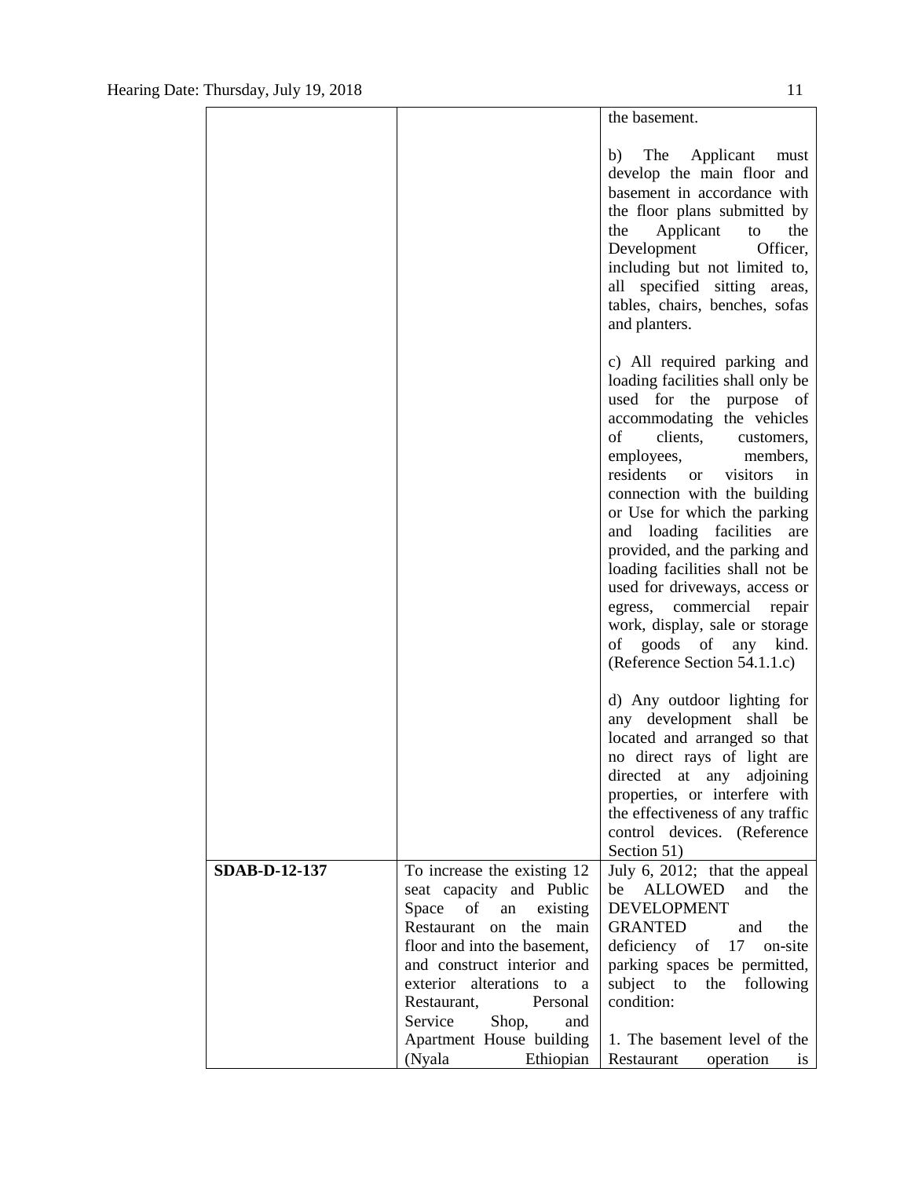| | | |
|---|---|---|
| | | the basement.<br><br>b) The Applicant must develop the main floor and basement in accordance with the floor plans submitted by the Applicant to the Development Officer, including but not limited to, all specified sitting areas, tables, chairs, benches, sofas and planters.<br><br>c) All required parking and loading facilities shall only be used for the purpose of accommodating the vehicles of clients, customers, employees, members, residents or visitors in connection with the building or Use for which the parking and loading facilities are provided, and the parking and loading facilities shall not be used for driveways, access or egress, commercial repair work, display, sale or storage of goods of any kind. (Reference Section 54.1.1.c)<br><br>d) Any outdoor lighting for any development shall be located and arranged so that no direct rays of light are directed at any adjoining properties, or interfere with the effectiveness of any traffic control devices. (Reference Section 51) |
| **SDAB-D-12-137** | To increase the existing 12 seat capacity and Public Space of an existing Restaurant on the main floor and into the basement, and construct interior and exterior alterations to a Restaurant, Personal Service Shop, and Apartment House building (Nyala Ethiopian | July 6, 2012; that the appeal be ALLOWED and the DEVELOPMENT GRANTED and the deficiency of 17 on-site parking spaces be permitted, subject to the following condition:<br><br>1. The basement level of the Restaurant operation is |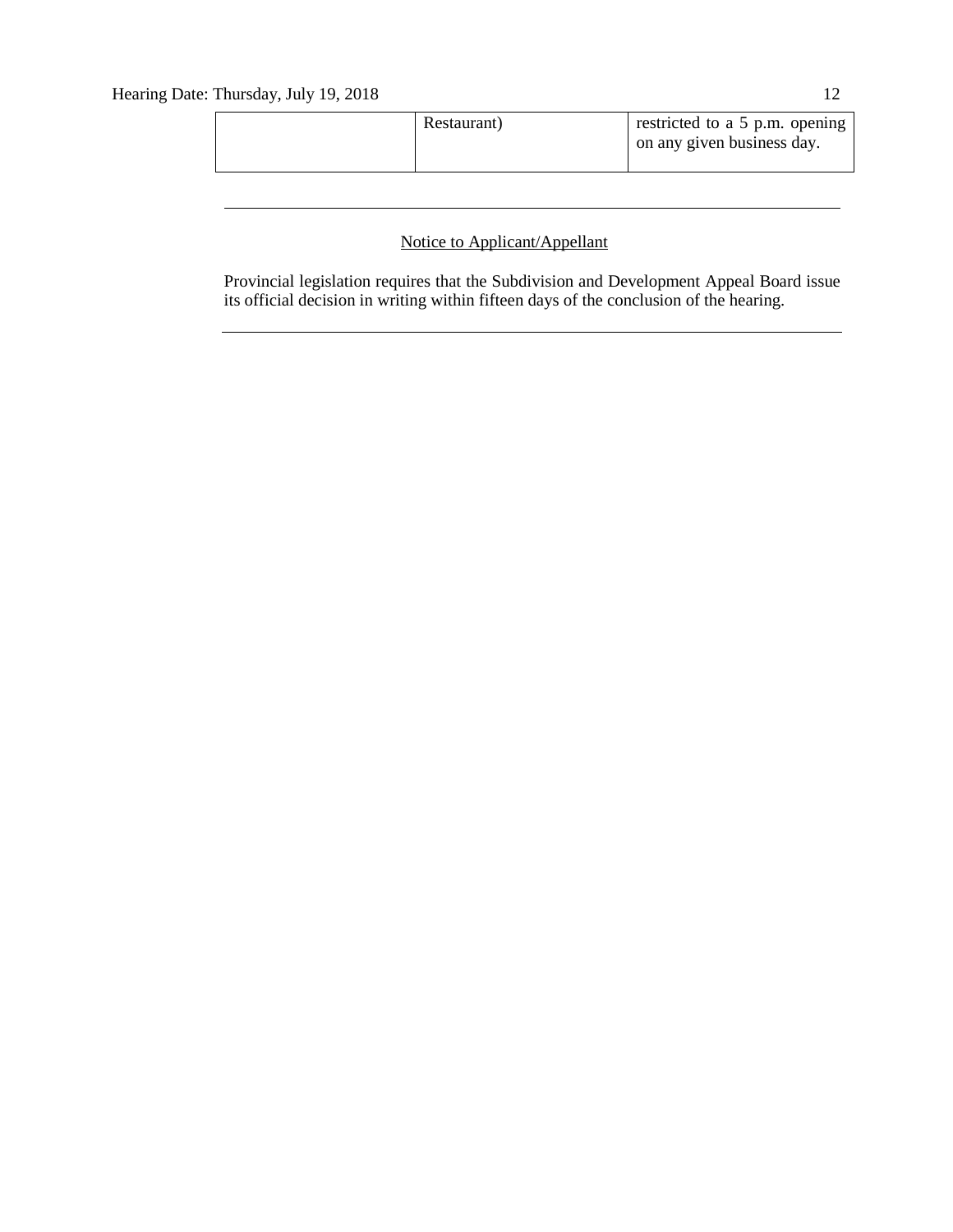| | | |
|---|---|---|
| | Restaurant) | restricted to a 5 p.m. opening on any given business day. |

---

Notice to Applicant/Appellant

Provincial legislation requires that the Subdivision and Development Appeal Board issue its official decision in writing within fifteen days of the conclusion of the hearing.

---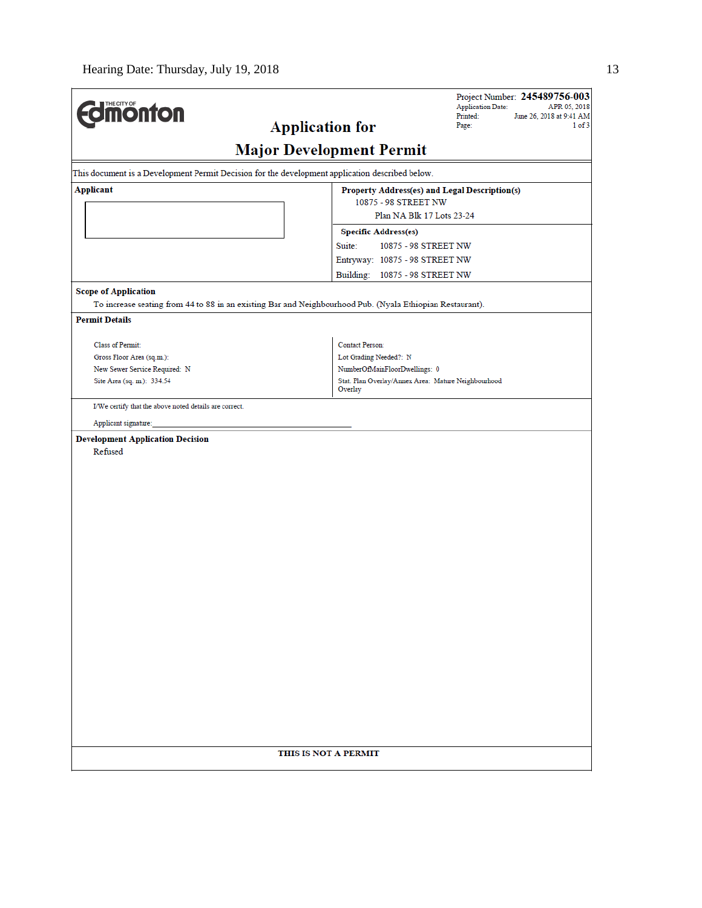**The City of Edmonton**

# Application for Major Development Permit

Project Number: **245489756-003**
Application Date: APR 05, 2018
Printed: June 26, 2018 at 9:41 AM
Page: 1 of 3

This document is a Development Permit Decision for the development application described below.

**Applicant**

**Property Address(es) and Legal Description(s)**
10875 - 98 STREET NW
Plan NA Blk 17 Lots 23-24

**Specific Address(es)**
Suite: 10875 - 98 STREET NW
Entryway: 10875 - 98 STREET NW
Building: 10875 - 98 STREET NW

**Scope of Application**

To increase seating from 44 to 88 in an existing Bar and Neighbourhood Pub. (Nyala Ethiopian Restaurant).

**Permit Details**

| | |
|---|---|
| Class of Permit: | Contact Person: |
| Gross Floor Area (sq.m.): | Lot Grading Needed?: N |
| New Sewer Service Required: N | NumberOfMainFloorDwellings: 0 |
| Site Area (sq. m.): 334.54 | Stat. Plan Overlay/Annex Area: Mature Neighbourhood Overlay |

I/We certify that the above noted details are correct.

Applicant signature:_______________________________

**Development Application Decision**

Refused

**THIS IS NOT A PERMIT**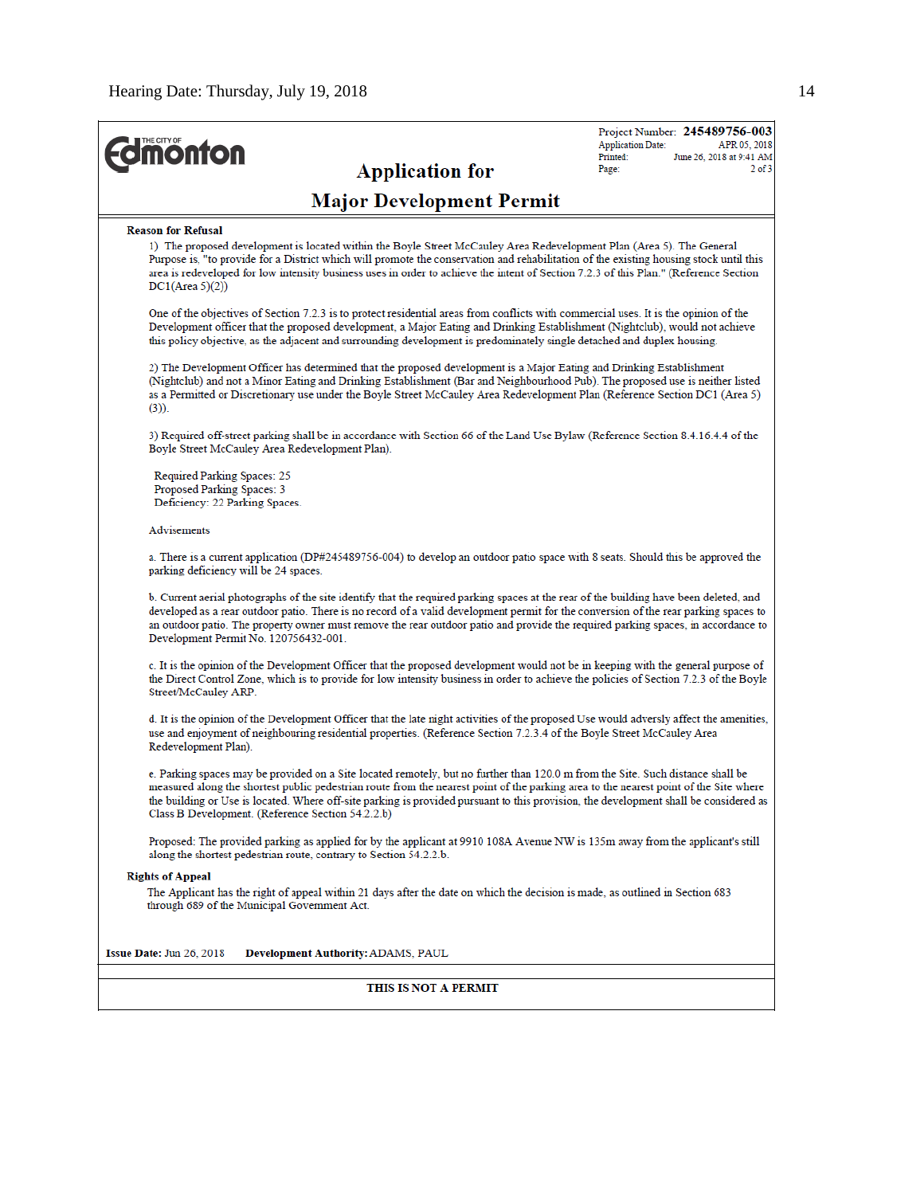THE CITY OF **Edmonton**

# Application for Major Development Permit

Project Number: **245489756-003**
Application Date: APR 05, 2018
Printed: June 26, 2018 at 9:41 AM
Page: 2 of 3

**Reason for Refusal**

1) The proposed development is located within the Boyle Street McCauley Area Redevelopment Plan (Area 5). The General Purpose is, "to provide for a District which will promote the conservation and rehabilitation of the existing housing stock until this area is redeveloped for low intensity business uses in order to achieve the intent of Section 7.2.3 of this Plan." (Reference Section DC1(Area 5)(2))

One of the objectives of Section 7.2.3 is to protect residential areas from conflicts with commercial uses. It is the opinion of the Development officer that the proposed development, a Major Eating and Drinking Establishment (Nightclub), would not achieve this policy objective, as the adjacent and surrounding development is predominately single detached and duplex housing.

2) The Development Officer has determined that the proposed development is a Major Eating and Drinking Establishment (Nightclub) and not a Minor Eating and Drinking Establishment (Bar and Neighbourhood Pub). The proposed use is neither listed as a Permitted or Discretionary use under the Boyle Street McCauley Area Redevelopment Plan (Reference Section DC1 (Area 5) (3)).

3) Required off-street parking shall be in accordance with Section 66 of the Land Use Bylaw (Reference Section 8.4.16.4.4 of the Boyle Street McCauley Area Redevelopment Plan).

Required Parking Spaces: 25
Proposed Parking Spaces: 3
Deficiency: 22 Parking Spaces.

Advisements

a. There is a current application (DP#245489756-004) to develop an outdoor patio space with 8 seats. Should this be approved the parking deficiency will be 24 spaces.

b. Current aerial photographs of the site identify that the required parking spaces at the rear of the building have been deleted, and developed as a rear outdoor patio. There is no record of a valid development permit for the conversion of the rear parking spaces to an outdoor patio. The property owner must remove the rear outdoor patio and provide the required parking spaces, in accordance to Development Permit No. 120756432-001.

c. It is the opinion of the Development Officer that the proposed development would not be in keeping with the general purpose of the Direct Control Zone, which is to provide for low intensity business in order to achieve the policies of Section 7.2.3 of the Boyle Street/McCauley ARP.

d. It is the opinion of the Development Officer that the late night activities of the proposed Use would adversly affect the amenities, use and enjoyment of neighbouring residential properties. (Reference Section 7.2.3.4 of the Boyle Street McCauley Area Redevelopment Plan).

e. Parking spaces may be provided on a Site located remotely, but no further than 120.0 m from the Site. Such distance shall be measured along the shortest public pedestrian route from the nearest point of the parking area to the nearest point of the Site where the building or Use is located. Where off-site parking is provided pursuant to this provision, the development shall be considered as Class B Development. (Reference Section 54.2.2.b)

Proposed: The provided parking as applied for by the applicant at 9910 108A Avenue NW is 135m away from the applicant's still along the shortest pedestrian route, contrary to Section 54.2.2.b.

**Rights of Appeal**

The Applicant has the right of appeal within 21 days after the date on which the decision is made, as outlined in Section 683 through 689 of the Municipal Government Act.

**Issue Date:** Jun 26, 2018 **Development Authority:** ADAMS, PAUL

**THIS IS NOT A PERMIT**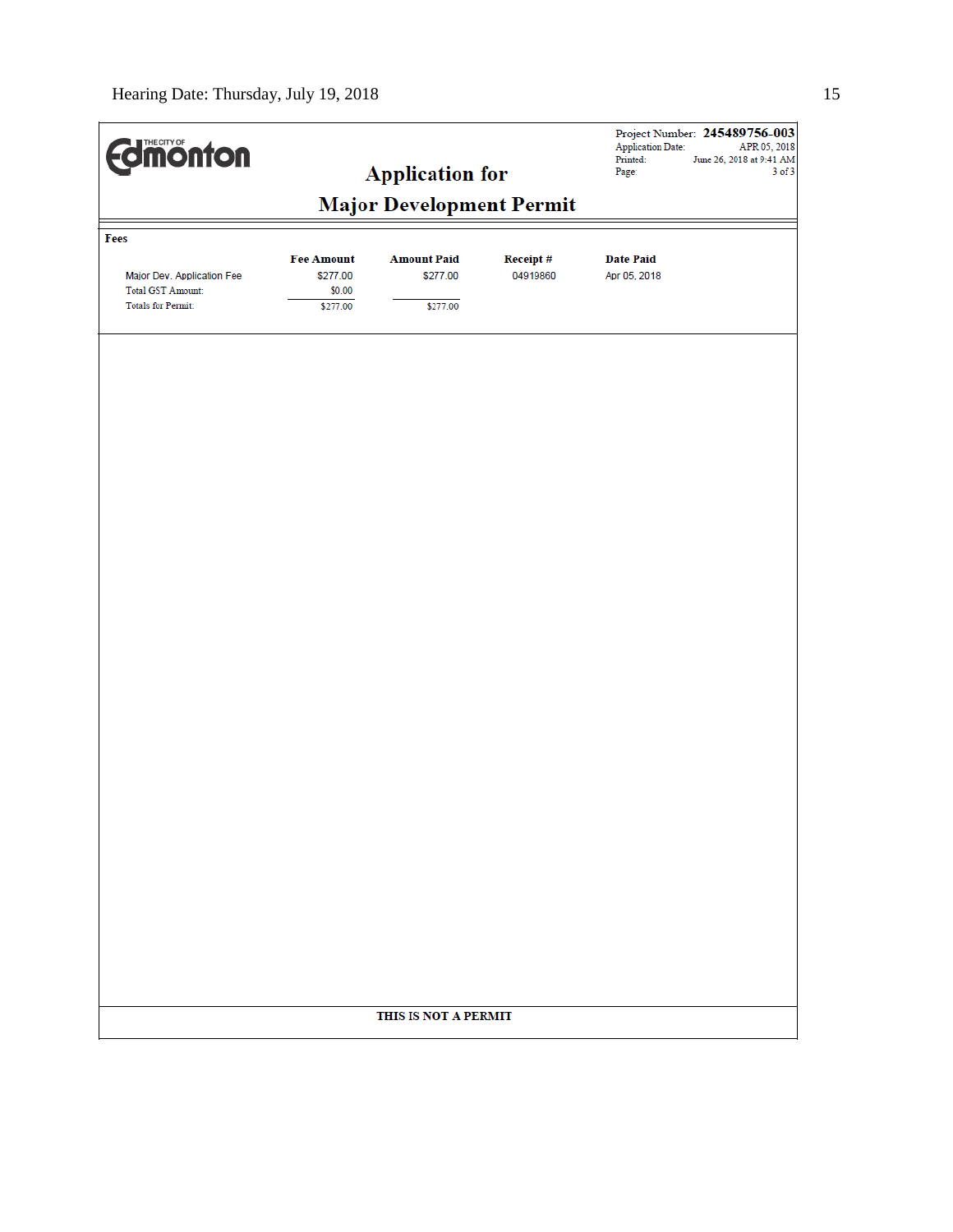Project Number: **245489756-003**
Application Date: APR 05, 2018
Printed: June 26, 2018 at 9:41 AM

# Application for Major Development Permit

**Fees**

| | Fee Amount | Amount Paid | Receipt # | Date Paid |
|---|---|---|---|---|
| Major Dev. Application Fee | $277.00 | $277.00 | 04919860 | Apr 05, 2018 |
| Total GST Amount: | $0.00 | | | |
| Totals for Permit: | $277.00 | $277.00 | | |

**THIS IS NOT A PERMIT**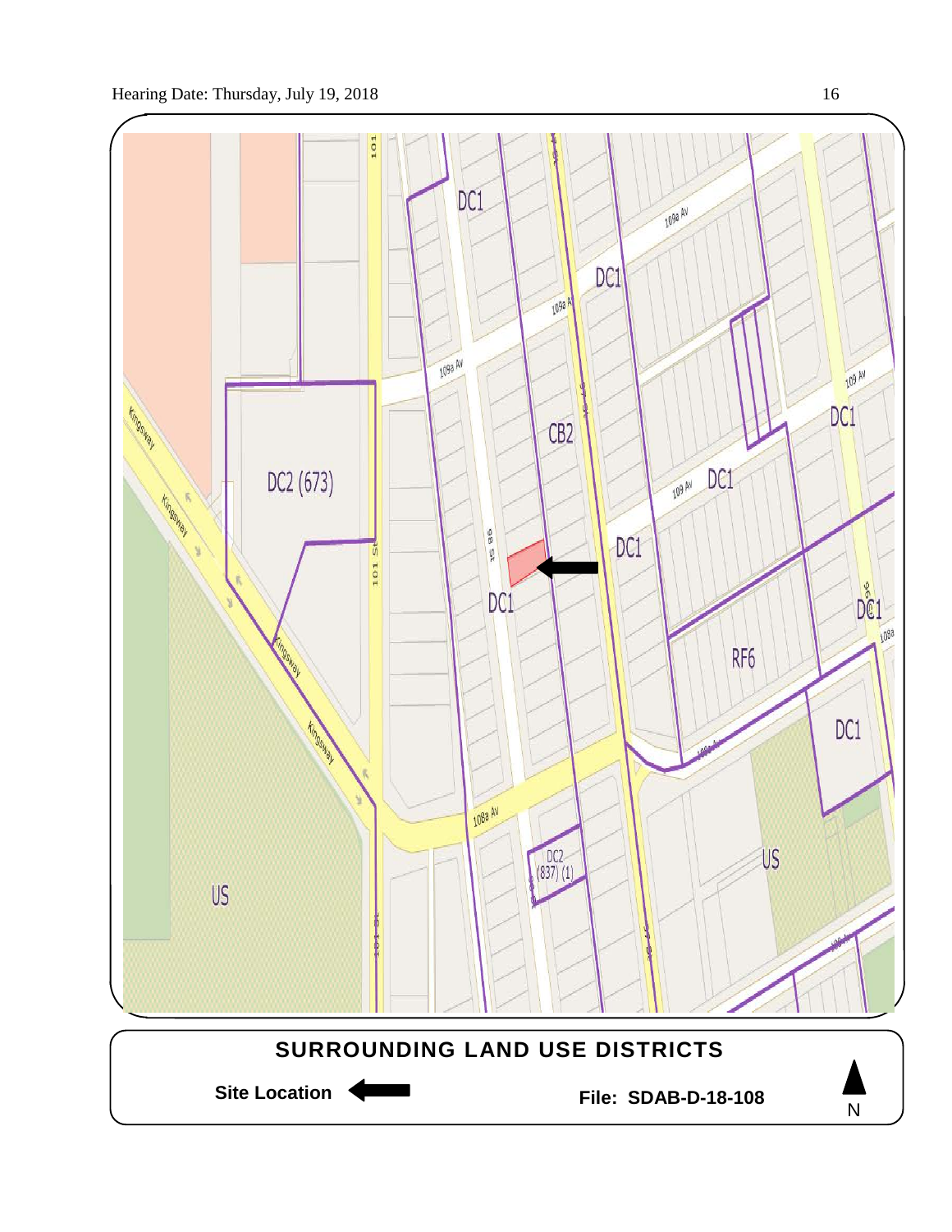Hearing Date: Thursday, July 19, 2018

**SURROUNDING LAND USE DISTRICTS**

**Site Location**

**File: SDAB-D-18-108**

N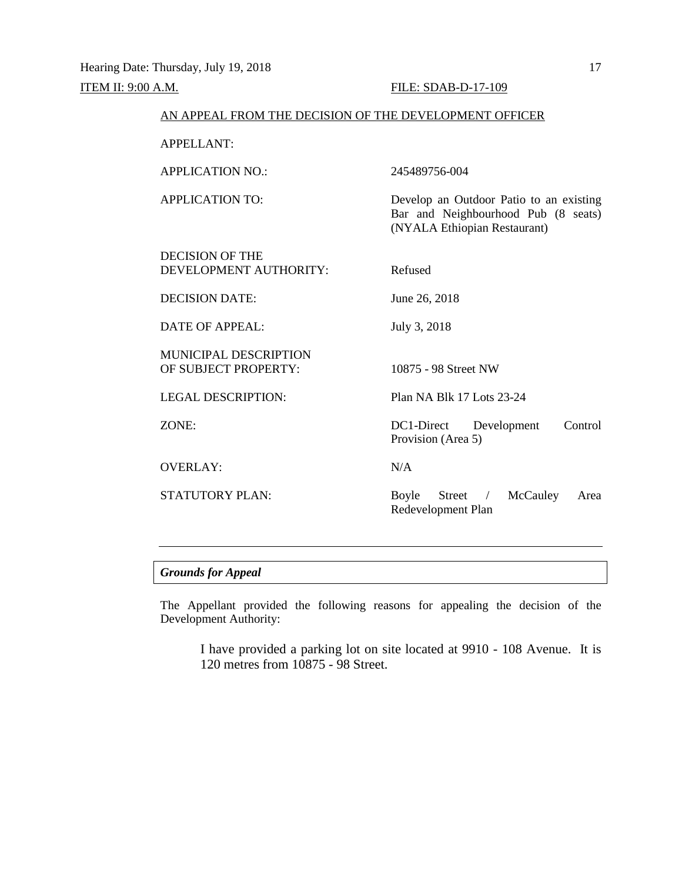Hearing Date: Thursday, July 19, 2018

ITEM II: 9:00 A.M. FILE: SDAB-D-17-109

AN APPEAL FROM THE DECISION OF THE DEVELOPMENT OFFICER

| | |
|---|---|
| APPELLANT: | |
| APPLICATION NO.: | 245489756-004 |
| APPLICATION TO: | Develop an Outdoor Patio to an existing Bar and Neighbourhood Pub (8 seats) (NYALA Ethiopian Restaurant) |
| DECISION OF THE DEVELOPMENT AUTHORITY: | Refused |
| DECISION DATE: | June 26, 2018 |
| DATE OF APPEAL: | July 3, 2018 |
| MUNICIPAL DESCRIPTION OF SUBJECT PROPERTY: | 10875 - 98 Street NW |
| LEGAL DESCRIPTION: | Plan NA Blk 17 Lots 23-24 |
| ZONE: | DC1-Direct Development Control Provision (Area 5) |
| OVERLAY: | N/A |
| STATUTORY PLAN: | Boyle Street / McCauley Area Redevelopment Plan |

---

***Grounds for Appeal***

The Appellant provided the following reasons for appealing the decision of the Development Authority:

> I have provided a parking lot on site located at 9910 - 108 Avenue. It is 120 metres from 10875 - 98 Street.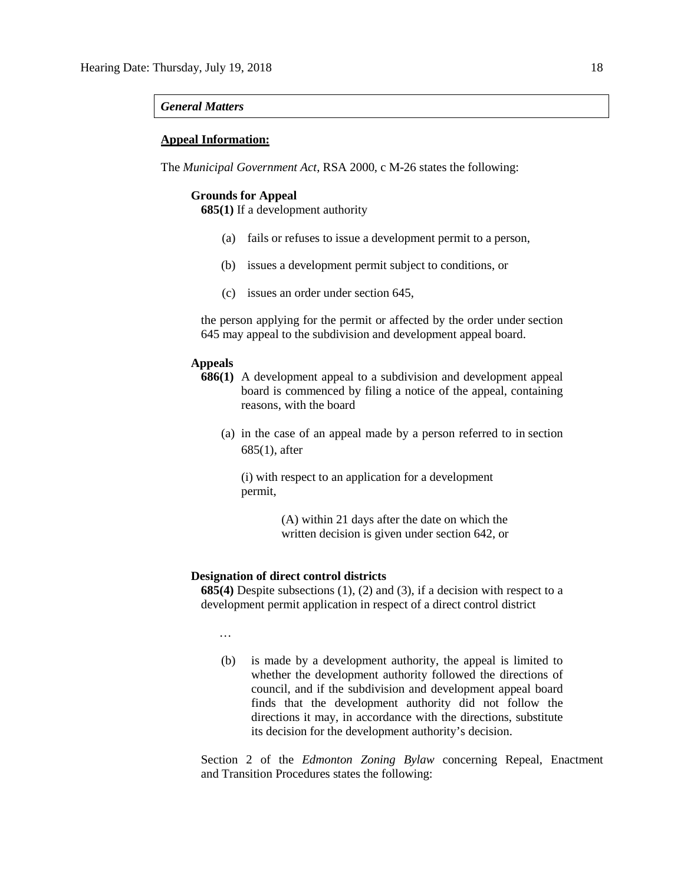***General Matters***

**Appeal Information:**

The *Municipal Government Act*, RSA 2000, c M-26 states the following:

**Grounds for Appeal**
**685(1)** If a development authority

(a) fails or refuses to issue a development permit to a person,

(b) issues a development permit subject to conditions, or

(c) issues an order under section 645,

the person applying for the permit or affected by the order under section 645 may appeal to the subdivision and development appeal board.

**Appeals**
**686(1)** A development appeal to a subdivision and development appeal board is commenced by filing a notice of the appeal, containing reasons, with the board

(a) in the case of an appeal made by a person referred to in section 685(1), after

(i) with respect to an application for a development permit,

(A) within 21 days after the date on which the written decision is given under section 642, or

**Designation of direct control districts**
**685(4)** Despite subsections (1), (2) and (3), if a decision with respect to a development permit application in respect of a direct control district

…

(b) is made by a development authority, the appeal is limited to whether the development authority followed the directions of council, and if the subdivision and development appeal board finds that the development authority did not follow the directions it may, in accordance with the directions, substitute its decision for the development authority's decision.

Section 2 of the *Edmonton Zoning Bylaw* concerning Repeal, Enactment and Transition Procedures states the following: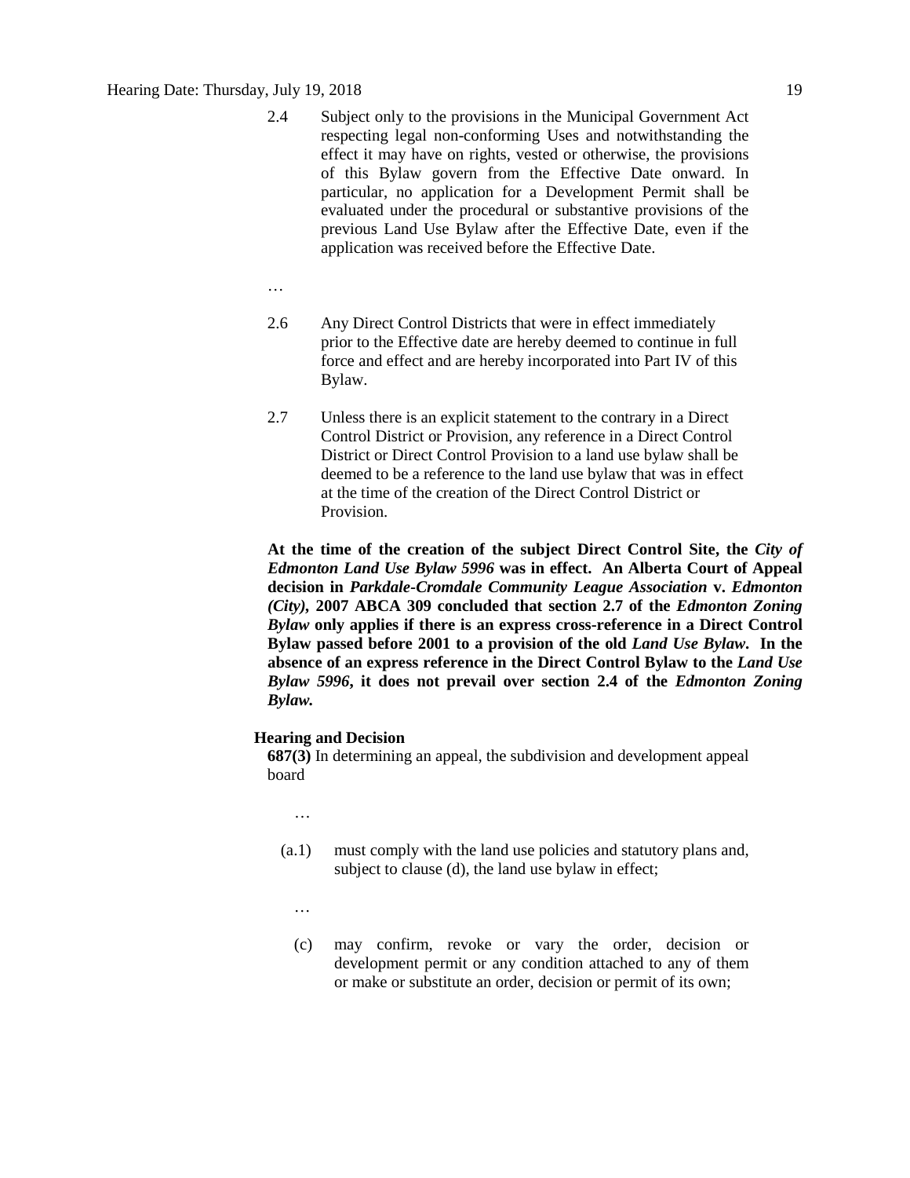2.4 Subject only to the provisions in the Municipal Government Act respecting legal non-conforming Uses and notwithstanding the effect it may have on rights, vested or otherwise, the provisions of this Bylaw govern from the Effective Date onward. In particular, no application for a Development Permit shall be evaluated under the procedural or substantive provisions of the previous Land Use Bylaw after the Effective Date, even if the application was received before the Effective Date.

…

2.6 Any Direct Control Districts that were in effect immediately prior to the Effective date are hereby deemed to continue in full force and effect and are hereby incorporated into Part IV of this Bylaw.

2.7 Unless there is an explicit statement to the contrary in a Direct Control District or Provision, any reference in a Direct Control District or Direct Control Provision to a land use bylaw shall be deemed to be a reference to the land use bylaw that was in effect at the time of the creation of the Direct Control District or Provision.

**At the time of the creation of the subject Direct Control Site, the *City of Edmonton Land Use Bylaw 5996* was in effect. An Alberta Court of Appeal decision in *Parkdale-Cromdale Community League Association* v. *Edmonton (City)*, 2007 ABCA 309 concluded that section 2.7 of the *Edmonton Zoning Bylaw* only applies if there is an express cross-reference in a Direct Control Bylaw passed before 2001 to a provision of the old *Land Use Bylaw*. In the absence of an express reference in the Direct Control Bylaw to the *Land Use Bylaw 5996*, it does not prevail over section 2.4 of the *Edmonton Zoning Bylaw.***

**Hearing and Decision**

**687(3)** In determining an appeal, the subdivision and development appeal board

…

(a.1) must comply with the land use policies and statutory plans and, subject to clause (d), the land use bylaw in effect;

…

(c) may confirm, revoke or vary the order, decision or development permit or any condition attached to any of them or make or substitute an order, decision or permit of its own;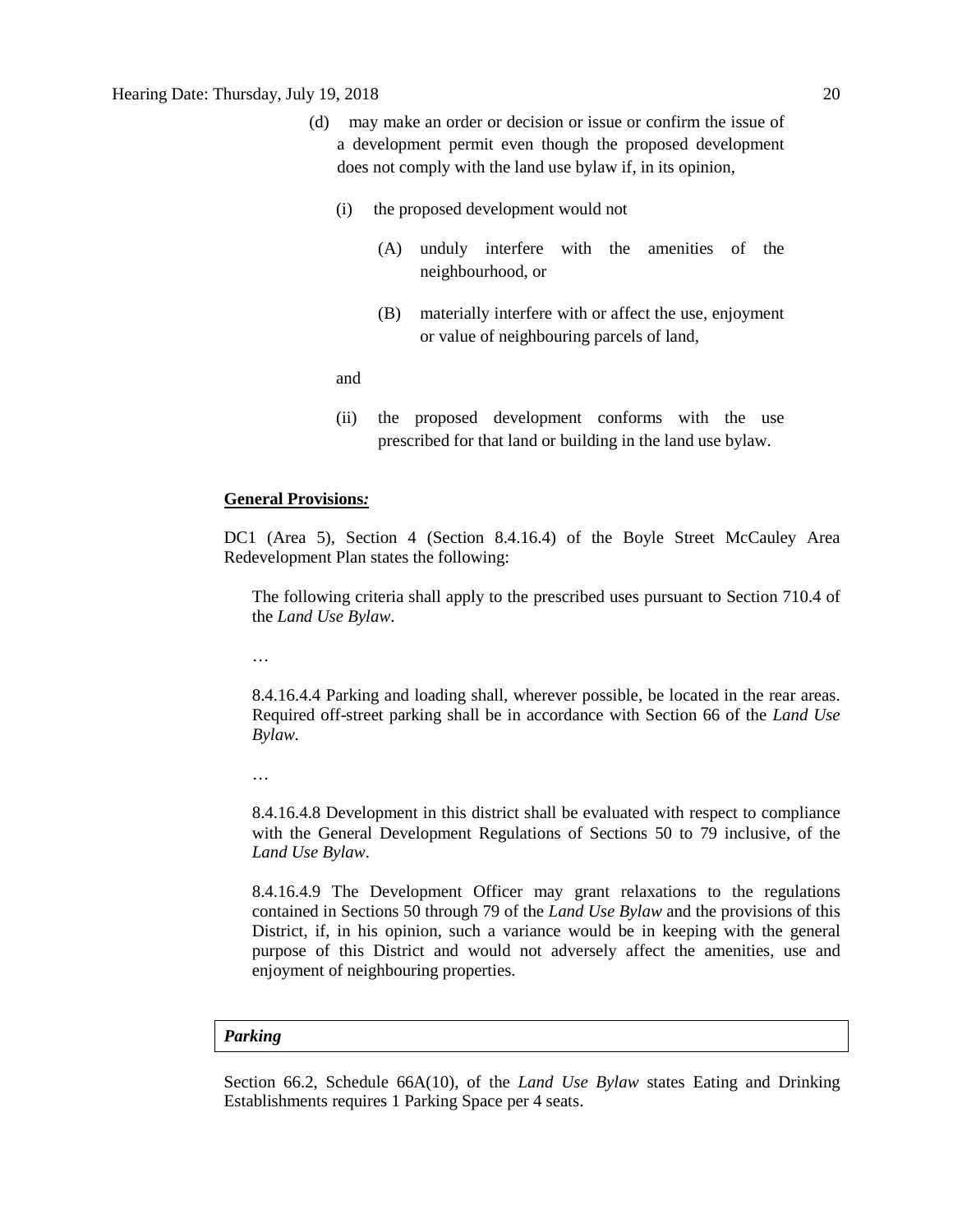(d) may make an order or decision or issue or confirm the issue of a development permit even though the proposed development does not comply with the land use bylaw if, in its opinion,

(i) the proposed development would not

(A) unduly interfere with the amenities of the neighbourhood, or

(B) materially interfere with or affect the use, enjoyment or value of neighbouring parcels of land,

and

(ii) the proposed development conforms with the use prescribed for that land or building in the land use bylaw.

**General Provisions*:***

DC1 (Area 5), Section 4 (Section 8.4.16.4) of the Boyle Street McCauley Area Redevelopment Plan states the following:

> The following criteria shall apply to the prescribed uses pursuant to Section 710.4 of the *Land Use Bylaw*.
>
> …
>
> 8.4.16.4.4 Parking and loading shall, wherever possible, be located in the rear areas. Required off-street parking shall be in accordance with Section 66 of the *Land Use Bylaw*.
>
> …
>
> 8.4.16.4.8 Development in this district shall be evaluated with respect to compliance with the General Development Regulations of Sections 50 to 79 inclusive, of the *Land Use Bylaw*.
>
> 8.4.16.4.9 The Development Officer may grant relaxations to the regulations contained in Sections 50 through 79 of the *Land Use Bylaw* and the provisions of this District, if, in his opinion, such a variance would be in keeping with the general purpose of this District and would not adversely affect the amenities, use and enjoyment of neighbouring properties.

***Parking***

Section 66.2, Schedule 66A(10), of the *Land Use Bylaw* states Eating and Drinking Establishments requires 1 Parking Space per 4 seats.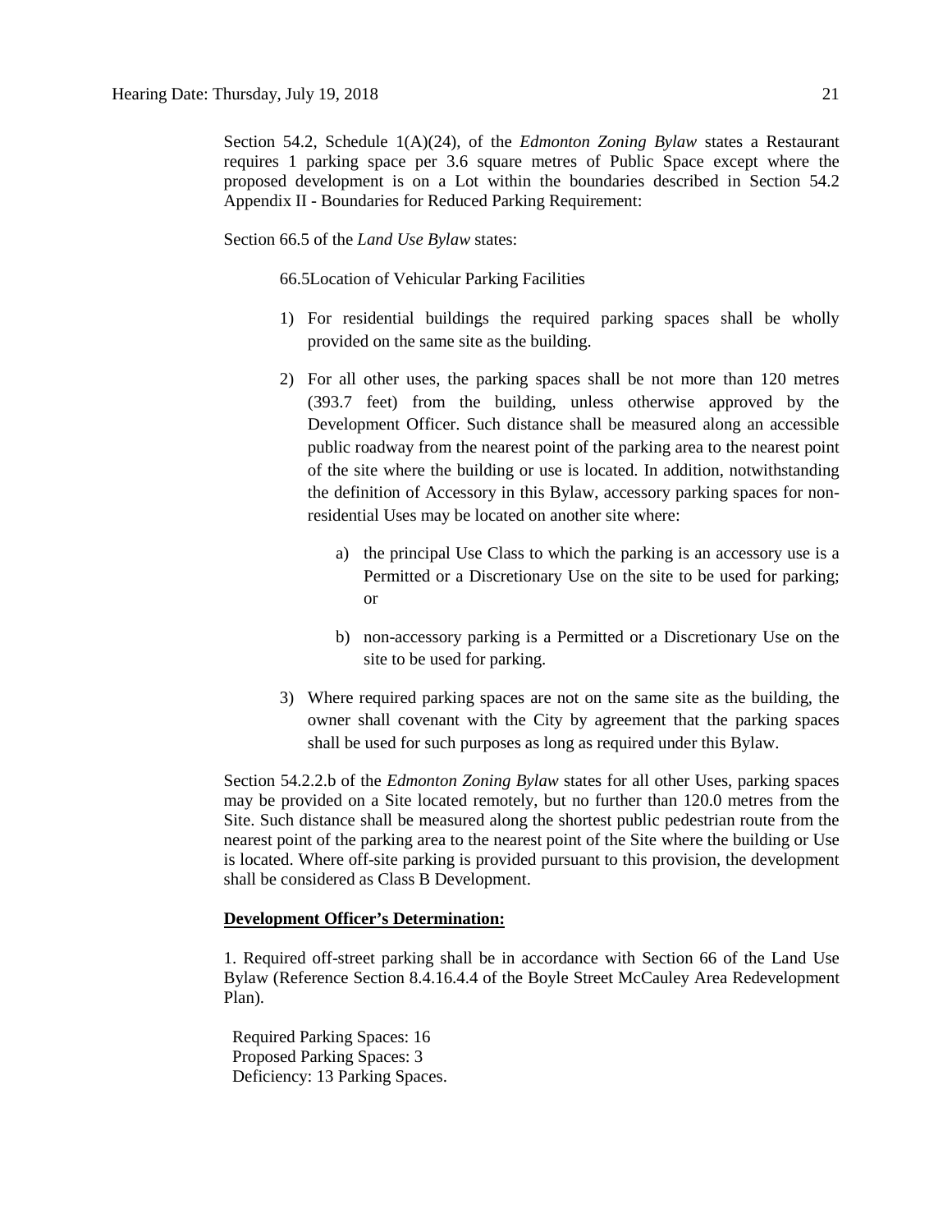Section 54.2, Schedule 1(A)(24), of the *Edmonton Zoning Bylaw* states a Restaurant requires 1 parking space per 3.6 square metres of Public Space except where the proposed development is on a Lot within the boundaries described in Section 54.2 Appendix II - Boundaries for Reduced Parking Requirement:

Section 66.5 of the *Land Use Bylaw* states:

> 66.5Location of Vehicular Parking Facilities
>
> 1) For residential buildings the required parking spaces shall be wholly provided on the same site as the building.
>
> 2) For all other uses, the parking spaces shall be not more than 120 metres (393.7 feet) from the building, unless otherwise approved by the Development Officer. Such distance shall be measured along an accessible public roadway from the nearest point of the parking area to the nearest point of the site where the building or use is located. In addition, notwithstanding the definition of Accessory in this Bylaw, accessory parking spaces for non-residential Uses may be located on another site where:
>
>     a) the principal Use Class to which the parking is an accessory use is a Permitted or a Discretionary Use on the site to be used for parking; or
>
>     b) non-accessory parking is a Permitted or a Discretionary Use on the site to be used for parking.
>
> 3) Where required parking spaces are not on the same site as the building, the owner shall covenant with the City by agreement that the parking spaces shall be used for such purposes as long as required under this Bylaw.

Section 54.2.2.b of the *Edmonton Zoning Bylaw* states for all other Uses, parking spaces may be provided on a Site located remotely, but no further than 120.0 metres from the Site. Such distance shall be measured along the shortest public pedestrian route from the nearest point of the parking area to the nearest point of the Site where the building or Use is located. Where off-site parking is provided pursuant to this provision, the development shall be considered as Class B Development.

**Development Officer's Determination:**

1. Required off-street parking shall be in accordance with Section 66 of the Land Use Bylaw (Reference Section 8.4.16.4.4 of the Boyle Street McCauley Area Redevelopment Plan).

Required Parking Spaces: 16
Proposed Parking Spaces: 3
Deficiency: 13 Parking Spaces.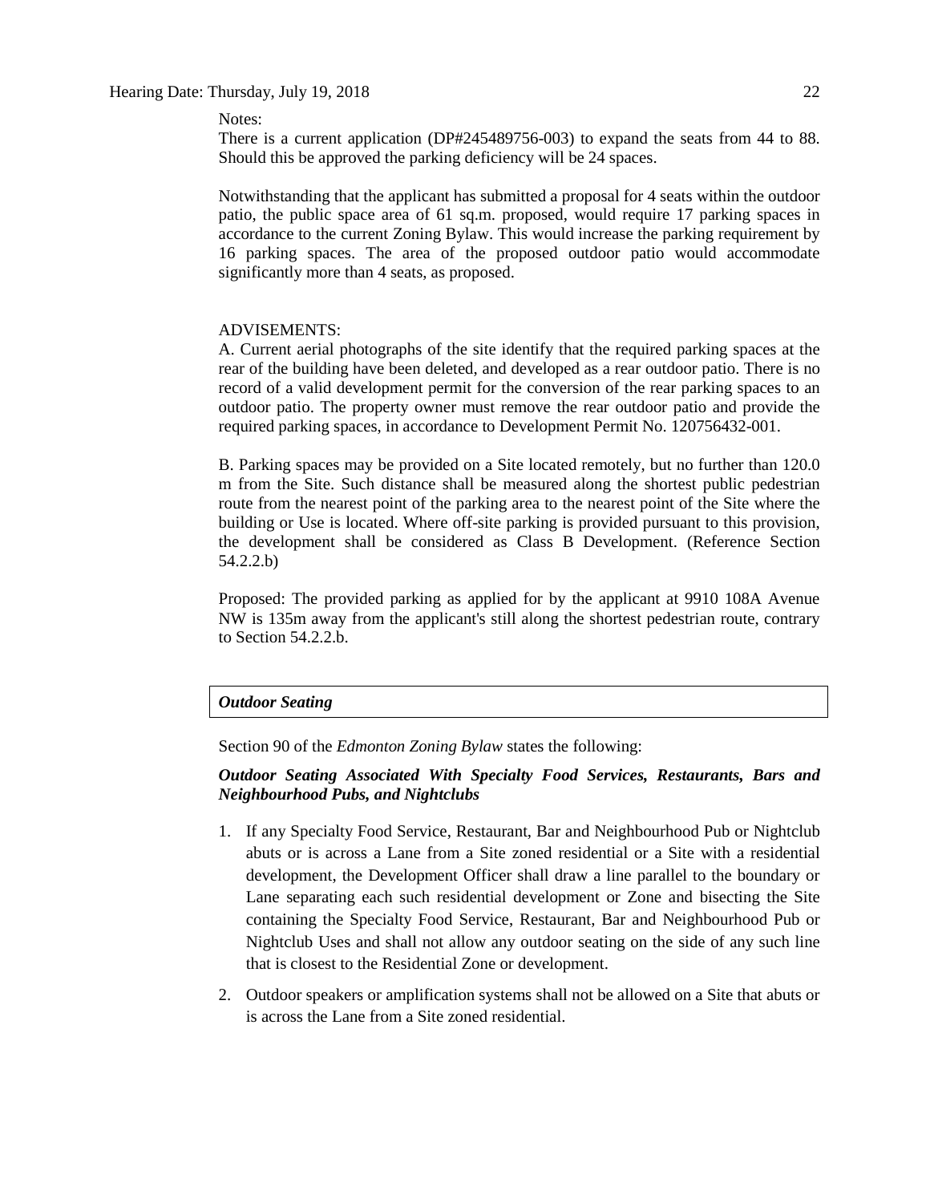Notes:
There is a current application (DP#245489756-003) to expand the seats from 44 to 88. Should this be approved the parking deficiency will be 24 spaces.

Notwithstanding that the applicant has submitted a proposal for 4 seats within the outdoor patio, the public space area of 61 sq.m. proposed, would require 17 parking spaces in accordance to the current Zoning Bylaw. This would increase the parking requirement by 16 parking spaces. The area of the proposed outdoor patio would accommodate significantly more than 4 seats, as proposed.

ADVISEMENTS:
A. Current aerial photographs of the site identify that the required parking spaces at the rear of the building have been deleted, and developed as a rear outdoor patio. There is no record of a valid development permit for the conversion of the rear parking spaces to an outdoor patio. The property owner must remove the rear outdoor patio and provide the required parking spaces, in accordance to Development Permit No. 120756432-001.

B. Parking spaces may be provided on a Site located remotely, but no further than 120.0 m from the Site. Such distance shall be measured along the shortest public pedestrian route from the nearest point of the parking area to the nearest point of the Site where the building or Use is located. Where off-site parking is provided pursuant to this provision, the development shall be considered as Class B Development. (Reference Section 54.2.2.b)

Proposed: The provided parking as applied for by the applicant at 9910 108A Avenue NW is 135m away from the applicant's still along the shortest pedestrian route, contrary to Section 54.2.2.b.

***Outdoor Seating***

Section 90 of the *Edmonton Zoning Bylaw* states the following:

***Outdoor Seating Associated With Specialty Food Services, Restaurants, Bars and Neighbourhood Pubs, and Nightclubs***

1. If any Specialty Food Service, Restaurant, Bar and Neighbourhood Pub or Nightclub abuts or is across a Lane from a Site zoned residential or a Site with a residential development, the Development Officer shall draw a line parallel to the boundary or Lane separating each such residential development or Zone and bisecting the Site containing the Specialty Food Service, Restaurant, Bar and Neighbourhood Pub or Nightclub Uses and shall not allow any outdoor seating on the side of any such line that is closest to the Residential Zone or development.
2. Outdoor speakers or amplification systems shall not be allowed on a Site that abuts or is across the Lane from a Site zoned residential.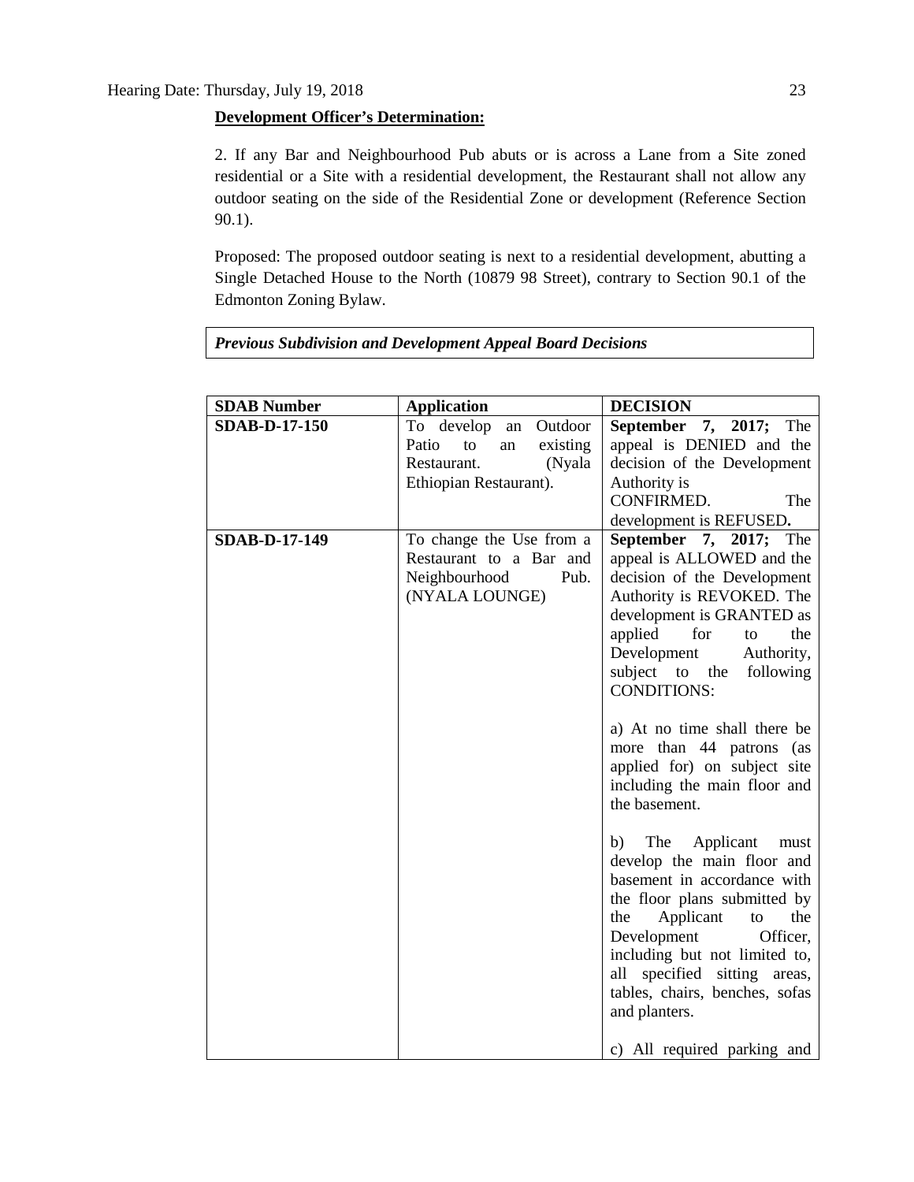**Development Officer's Determination:**

2. If any Bar and Neighbourhood Pub abuts or is across a Lane from a Site zoned residential or a Site with a residential development, the Restaurant shall not allow any outdoor seating on the side of the Residential Zone or development (Reference Section 90.1).

Proposed: The proposed outdoor seating is next to a residential development, abutting a Single Detached House to the North (10879 98 Street), contrary to Section 90.1 of the Edmonton Zoning Bylaw.

***Previous Subdivision and Development Appeal Board Decisions***

| SDAB Number | Application | DECISION |
|---|---|---|
| **SDAB-D-17-150** | To develop an Outdoor Patio to an existing Restaurant. (Nyala Ethiopian Restaurant). | **September 7, 2017;** The appeal is DENIED and the decision of the Development Authority is CONFIRMED. The development is REFUSED**.** |
| **SDAB-D-17-149** | To change the Use from a Restaurant to a Bar and Neighbourhood Pub. (NYALA LOUNGE) | **September 7, 2017;** The appeal is ALLOWED and the decision of the Development Authority is REVOKED. The development is GRANTED as applied for to the Development Authority, subject to the following CONDITIONS:<br><br>a) At no time shall there be more than 44 patrons (as applied for) on subject site including the main floor and the basement.<br><br>b) The Applicant must develop the main floor and basement in accordance with the floor plans submitted by the Applicant to the Development Officer, including but not limited to, all specified sitting areas, tables, chairs, benches, sofas and planters.<br><br>c) All required parking and |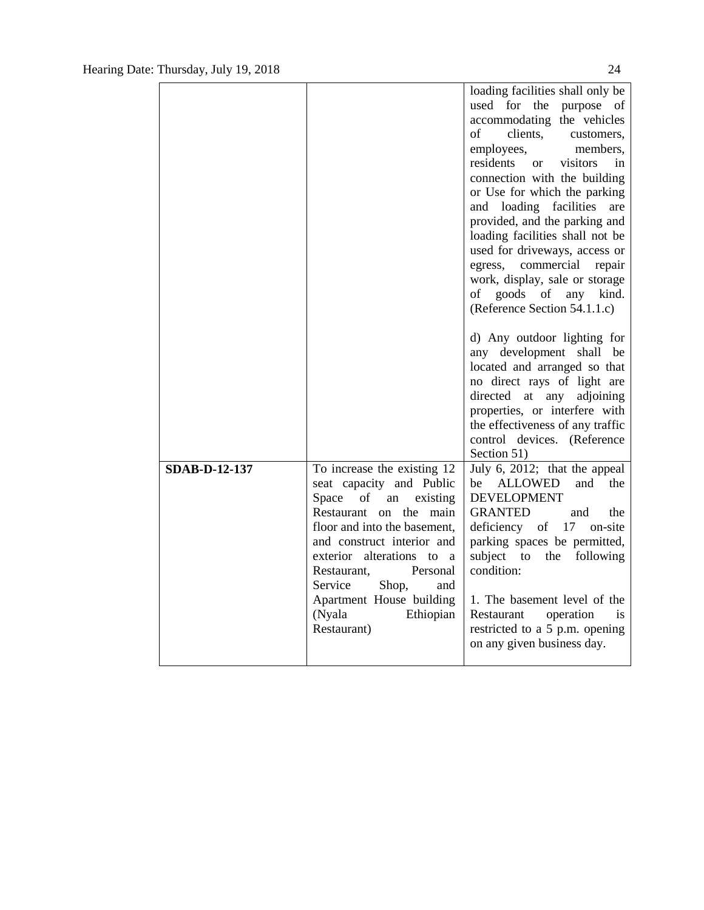| | | |
|---|---|---|
| | | loading facilities shall only be used for the purpose of accommodating the vehicles of clients, customers, employees, members, residents or visitors in connection with the building or Use for which the parking and loading facilities are provided, and the parking and loading facilities shall not be used for driveways, access or egress, commercial repair work, display, sale or storage of goods of any kind. (Reference Section 54.1.1.c)<br><br>d) Any outdoor lighting for any development shall be located and arranged so that no direct rays of light are directed at any adjoining properties, or interfere with the effectiveness of any traffic control devices. (Reference Section 51) |
| **SDAB-D-12-137** | To increase the existing 12 seat capacity and Public Space of an existing Restaurant on the main floor and into the basement, and construct interior and exterior alterations to a Restaurant, Personal Service Shop, and Apartment House building (Nyala Ethiopian Restaurant) | July 6, 2012; that the appeal be ALLOWED and the DEVELOPMENT GRANTED and the deficiency of 17 on-site parking spaces be permitted, subject to the following condition:<br><br>1. The basement level of the Restaurant operation is restricted to a 5 p.m. opening on any given business day. |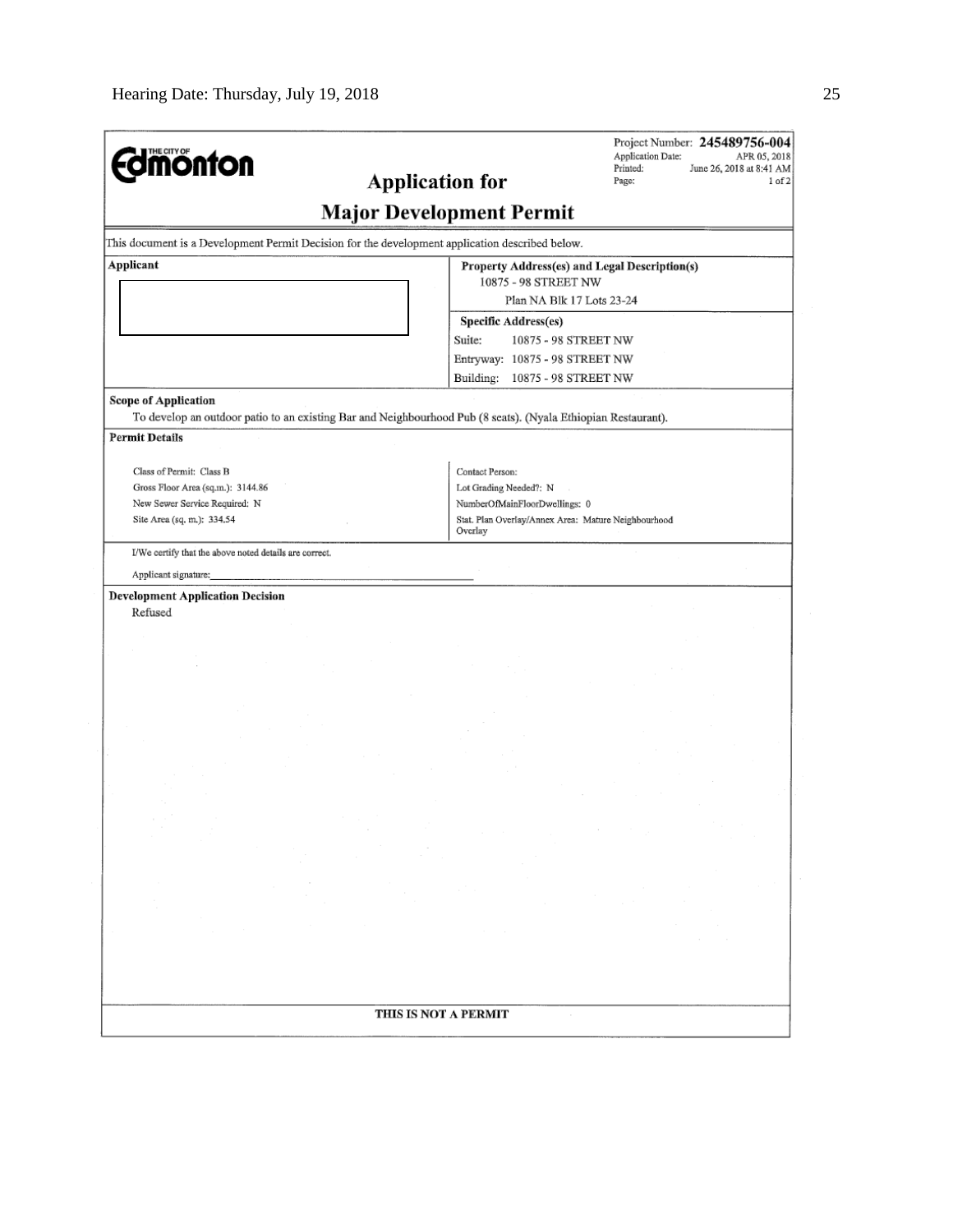**Edmonton** (THE CITY OF)

Project Number: **245489756-004**
Application Date: APR 05, 2018
Printed: June 26, 2018 at 8:41 AM
Page: 1 of 2

# Application for Major Development Permit

This document is a Development Permit Decision for the development application described below.

| Applicant | Property Address(es) and Legal Description(s) |
|---|---|
| | 10875 - 98 STREET NW<br>Plan NA Blk 17 Lots 23-24 |
| | **Specific Address(es)**<br>Suite: 10875 - 98 STREET NW<br>Entryway: 10875 - 98 STREET NW<br>Building: 10875 - 98 STREET NW |

**Scope of Application**

To develop an outdoor patio to an existing Bar and Neighbourhood Pub (8 seats). (Nyala Ethiopian Restaurant).

**Permit Details**

| | |
|---|---|
| Class of Permit: Class B | Contact Person: |
| Gross Floor Area (sq.m.): 3144.86 | Lot Grading Needed?: N |
| New Sewer Service Required: N | NumberOfMainFloorDwellings: 0 |
| Site Area (sq. m.): 334.54 | Stat. Plan Overlay/Annex Area: Mature Neighbourhood Overlay |

I/We certify that the above noted details are correct.

Applicant signature:_______________________________

**Development Application Decision**

Refused

**THIS IS NOT A PERMIT**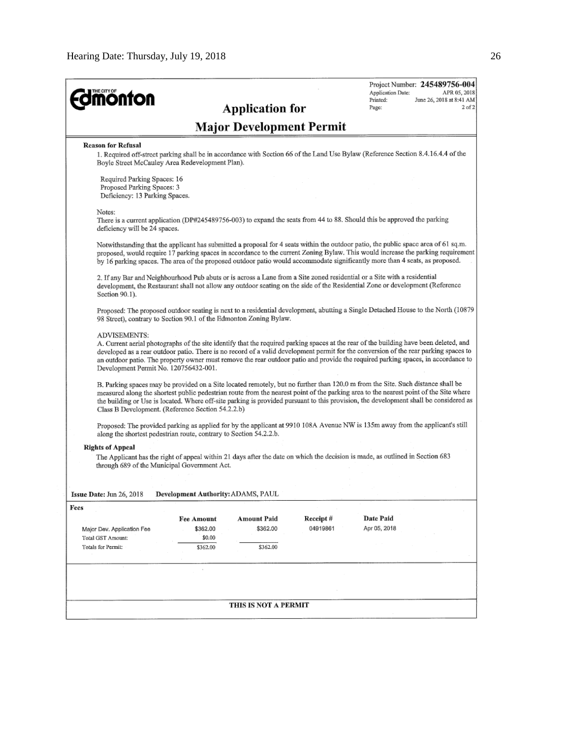**THE CITY OF Edmonton**

Project Number: **245489756-004**
Application Date: APR 05, 2018
Printed: June 26, 2018 at 8:41 AM
Page: 2 of 2

# Application for Major Development Permit

**Reason for Refusal**

1. Required off-street parking shall be in accordance with Section 66 of the Land Use Bylaw (Reference Section 8.4.16.4.4 of the Boyle Street McCauley Area Redevelopment Plan).

Required Parking Spaces: 16
Proposed Parking Spaces: 3
Deficiency: 13 Parking Spaces.

Notes:
There is a current application (DP#245489756-003) to expand the seats from 44 to 88. Should this be approved the parking deficiency will be 24 spaces.

Notwithstanding that the applicant has submitted a proposal for 4 seats within the outdoor patio, the public space area of 61 sq.m. proposed, would require 17 parking spaces in accordance to the current Zoning Bylaw. This would increase the parking requirement by 16 parking spaces. The area of the proposed outdoor patio would accommodate significantly more than 4 seats, as proposed.

2. If any Bar and Neighbourhood Pub abuts or is across a Lane from a Site zoned residential or a Site with a residential development, the Restaurant shall not allow any outdoor seating on the side of the Residential Zone or development (Reference Section 90.1).

Proposed: The proposed outdoor seating is next to a residential development, abutting a Single Detached House to the North (10879 98 Street), contrary to Section 90.1 of the Edmonton Zoning Bylaw.

ADVISEMENTS:
A. Current aerial photographs of the site identify that the required parking spaces at the rear of the building have been deleted, and developed as a rear outdoor patio. There is no record of a valid development permit for the conversion of the rear parking spaces to an outdoor patio. The property owner must remove the rear outdoor patio and provide the required parking spaces, in accordance to Development Permit No. 120756432-001.

B. Parking spaces may be provided on a Site located remotely, but no further than 120.0 m from the Site. Such distance shall be measured along the shortest public pedestrian route from the nearest point of the parking area to the nearest point of the Site where the building or Use is located. Where off-site parking is provided pursuant to this provision, the development shall be considered as Class B Development. (Reference Section 54.2.2.b)

Proposed: The provided parking as applied for by the applicant at 9910 108A Avenue NW is 135m away from the applicant's still along the shortest pedestrian route, contrary to Section 54.2.2.b.

**Rights of Appeal**

The Applicant has the right of appeal within 21 days after the date on which the decision is made, as outlined in Section 683 through 689 of the Municipal Government Act.

**Issue Date:** Jun 26, 2018 **Development Authority:** ADAMS, PAUL

**Fees**

| | Fee Amount | Amount Paid | Receipt # | Date Paid |
|---|---|---|---|---|
| Major Dev. Application Fee | $362.00 | $362.00 | 04919861 | Apr 05, 2018 |
| Total GST Amount: | $0.00 | | | |
| Totals for Permit: | $362.00 | $362.00 | | |

**THIS IS NOT A PERMIT**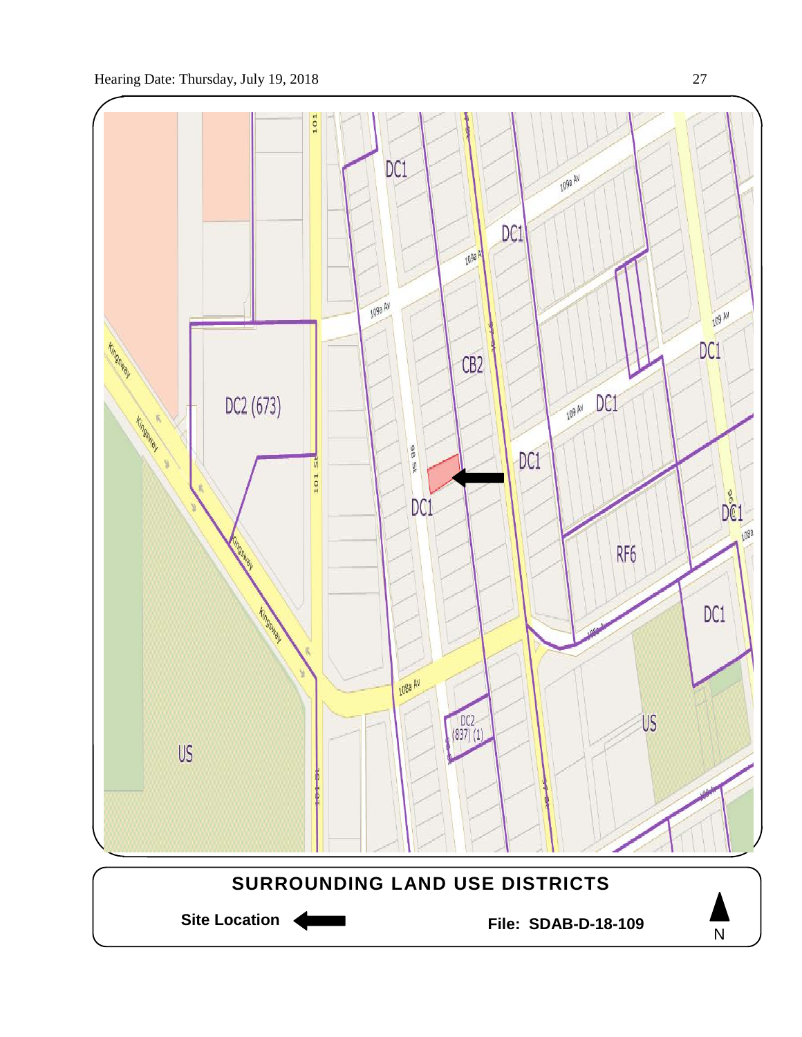DC1

DC1

CB2

DC2 (673)

DC1

DC1

DC1

DC1

RF6

DC1

DC2 (837) (1)

US

US

DC1

Kingsway

Kingsway

Kingsway

Kingsway

101 St

101 St

98 St

97 St

96 St

108a Av

109a Av

109a Av

109 Av

109 Av

108a Av

108a

108 Av

## SURROUNDING LAND USE DISTRICTS

**Site Location**

**File: SDAB-D-18-109**

N